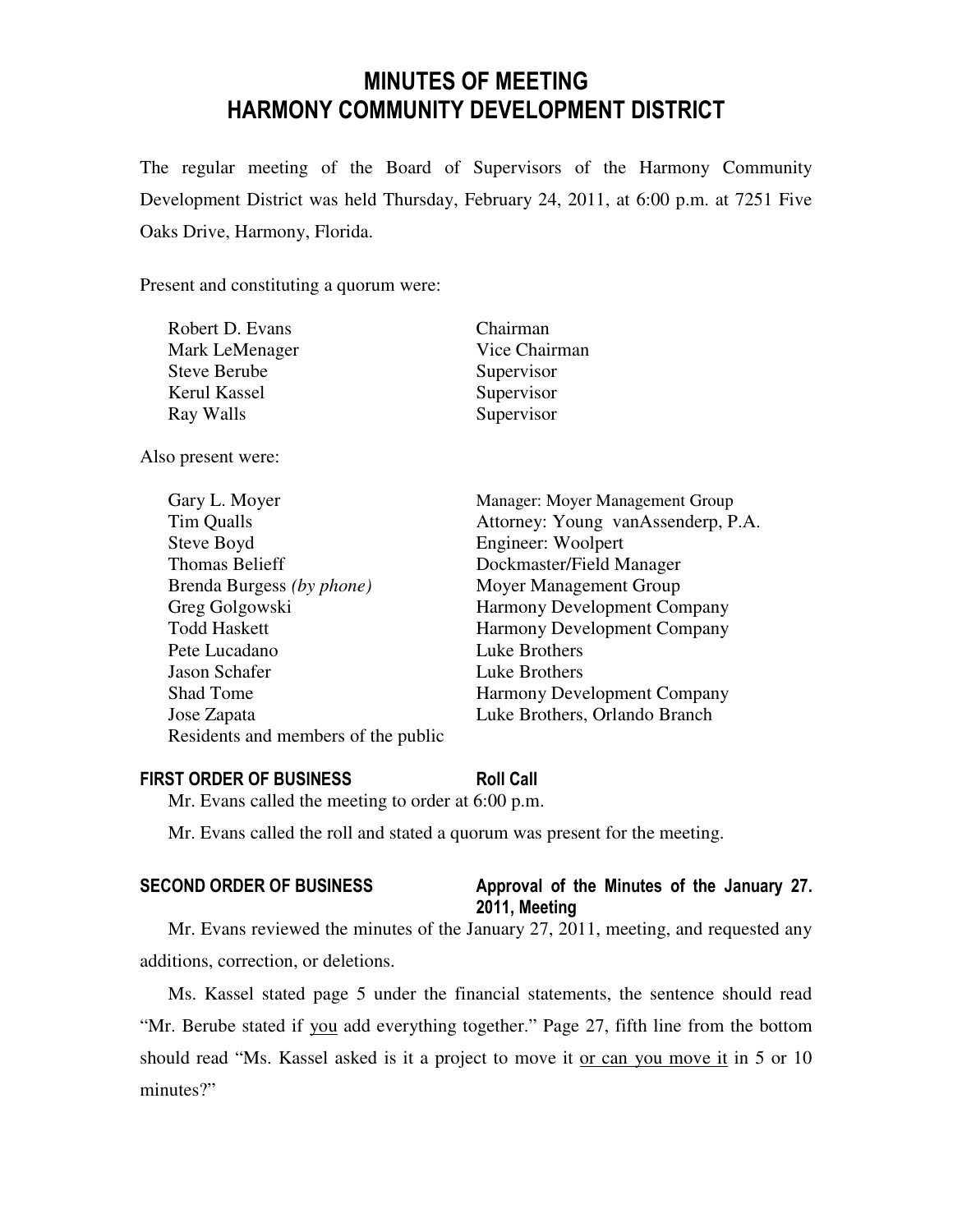# MINUTES OF MEETING
# HARMONY COMMUNITY DEVELOPMENT DISTRICT

The regular meeting of the Board of Supervisors of the Harmony Community Development District was held Thursday, February 24, 2011, at 6:00 p.m. at 7251 Five Oaks Drive, Harmony, Florida.

Present and constituting a quorum were:

| | |
|---|---|
| Robert D. Evans | Chairman |
| Mark LeMenager | Vice Chairman |
| Steve Berube | Supervisor |
| Kerul Kassel | Supervisor |
| Ray Walls | Supervisor |

Also present were:

| | |
|---|---|
| Gary L. Moyer | Manager: Moyer Management Group |
| Tim Qualls | Attorney: Young vanAssenderp, P.A. |
| Steve Boyd | Engineer: Woolpert |
| Thomas Belieff | Dockmaster/Field Manager |
| Brenda Burgess *(by phone)* | Moyer Management Group |
| Greg Golgowski | Harmony Development Company |
| Todd Haskett | Harmony Development Company |
| Pete Lucadano | Luke Brothers |
| Jason Schafer | Luke Brothers |
| Shad Tome | Harmony Development Company |
| Jose Zapata | Luke Brothers, Orlando Branch |
| Residents and members of the public | |

**FIRST ORDER OF BUSINESS** **Roll Call**

Mr. Evans called the meeting to order at 6:00 p.m.

Mr. Evans called the roll and stated a quorum was present for the meeting.

**SECOND ORDER OF BUSINESS** **Approval of the Minutes of the January 27. 2011, Meeting**

Mr. Evans reviewed the minutes of the January 27, 2011, meeting, and requested any additions, correction, or deletions.

Ms. Kassel stated page 5 under the financial statements, the sentence should read "Mr. Berube stated if <u>you</u> add everything together." Page 27, fifth line from the bottom should read "Ms. Kassel asked is it a project to move it <u>or can you move it</u> in 5 or 10 minutes?"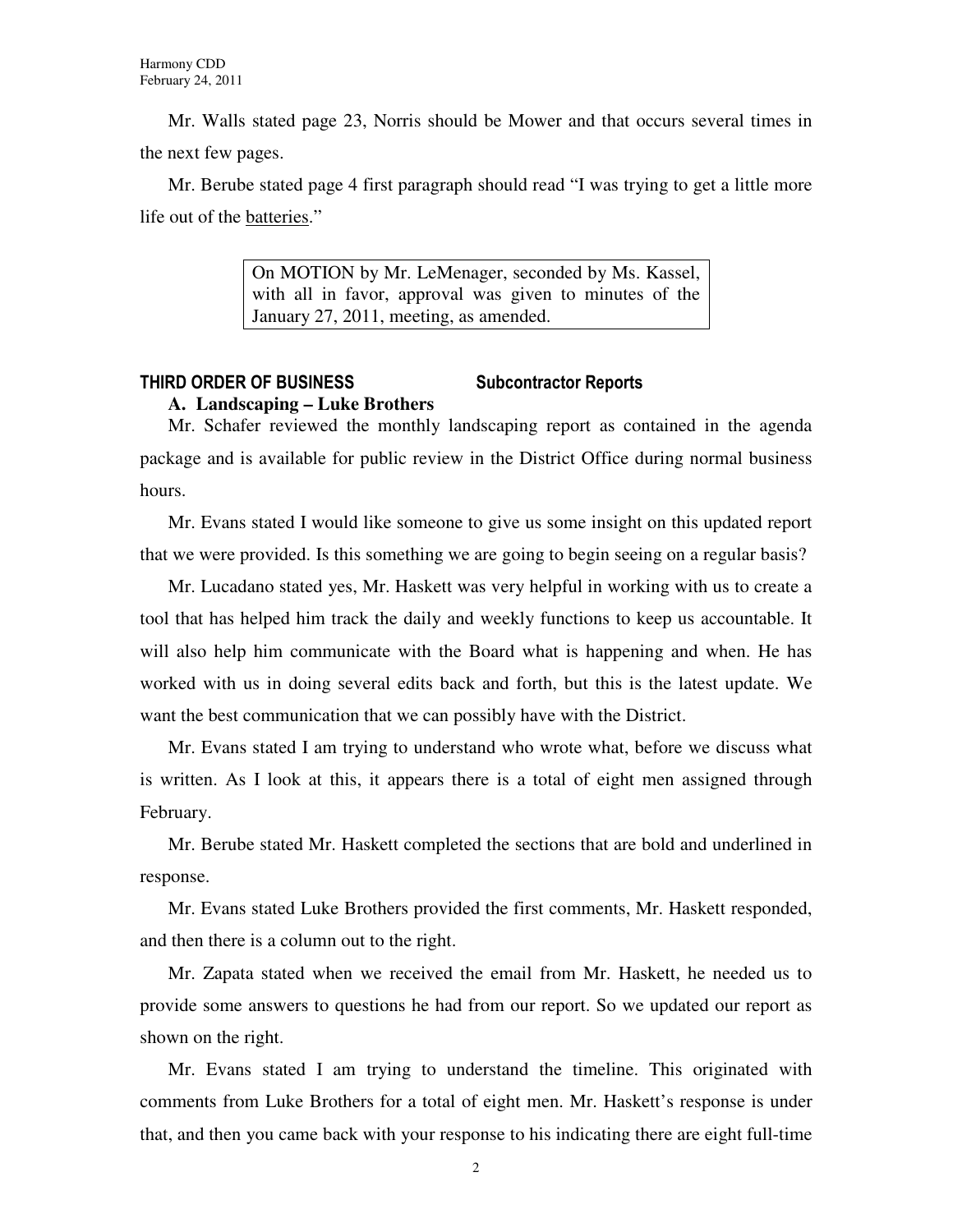Mr. Walls stated page 23, Norris should be Mower and that occurs several times in the next few pages.

Mr. Berube stated page 4 first paragraph should read "I was trying to get a little more life out of the <u>batteries</u>."

> On MOTION by Mr. LeMenager, seconded by Ms. Kassel, with all in favor, approval was given to minutes of the January 27, 2011, meeting, as amended.

## THIRD ORDER OF BUSINESS — Subcontractor Reports

### A. Landscaping – Luke Brothers

Mr. Schafer reviewed the monthly landscaping report as contained in the agenda package and is available for public review in the District Office during normal business hours.

Mr. Evans stated I would like someone to give us some insight on this updated report that we were provided. Is this something we are going to begin seeing on a regular basis?

Mr. Lucadano stated yes, Mr. Haskett was very helpful in working with us to create a tool that has helped him track the daily and weekly functions to keep us accountable. It will also help him communicate with the Board what is happening and when. He has worked with us in doing several edits back and forth, but this is the latest update. We want the best communication that we can possibly have with the District.

Mr. Evans stated I am trying to understand who wrote what, before we discuss what is written. As I look at this, it appears there is a total of eight men assigned through February.

Mr. Berube stated Mr. Haskett completed the sections that are bold and underlined in response.

Mr. Evans stated Luke Brothers provided the first comments, Mr. Haskett responded, and then there is a column out to the right.

Mr. Zapata stated when we received the email from Mr. Haskett, he needed us to provide some answers to questions he had from our report. So we updated our report as shown on the right.

Mr. Evans stated I am trying to understand the timeline. This originated with comments from Luke Brothers for a total of eight men. Mr. Haskett's response is under that, and then you came back with your response to his indicating there are eight full-time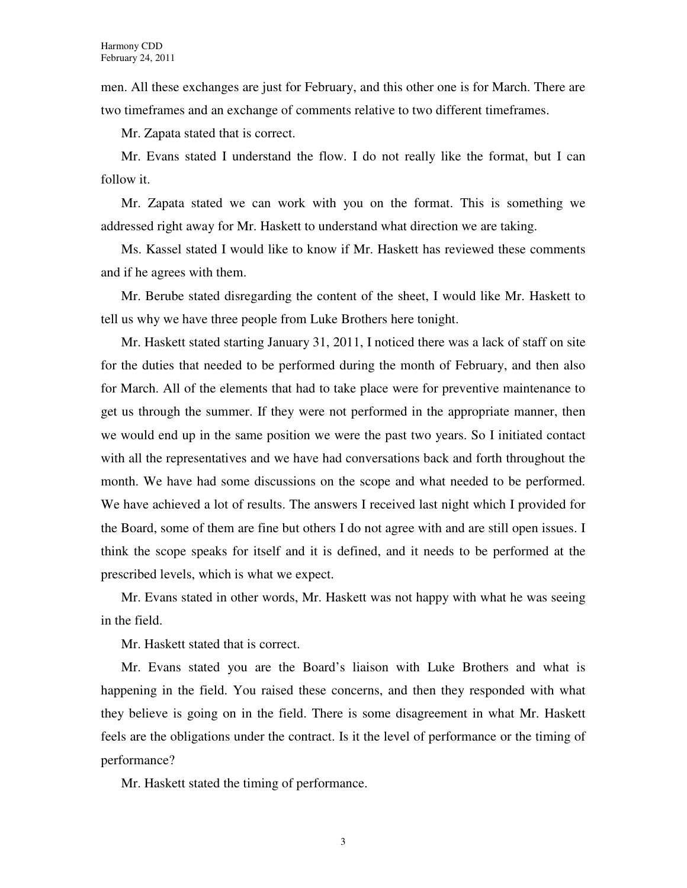men. All these exchanges are just for February, and this other one is for March. There are two timeframes and an exchange of comments relative to two different timeframes.

Mr. Zapata stated that is correct.

Mr. Evans stated I understand the flow. I do not really like the format, but I can follow it.

Mr. Zapata stated we can work with you on the format. This is something we addressed right away for Mr. Haskett to understand what direction we are taking.

Ms. Kassel stated I would like to know if Mr. Haskett has reviewed these comments and if he agrees with them.

Mr. Berube stated disregarding the content of the sheet, I would like Mr. Haskett to tell us why we have three people from Luke Brothers here tonight.

Mr. Haskett stated starting January 31, 2011, I noticed there was a lack of staff on site for the duties that needed to be performed during the month of February, and then also for March. All of the elements that had to take place were for preventive maintenance to get us through the summer. If they were not performed in the appropriate manner, then we would end up in the same position we were the past two years. So I initiated contact with all the representatives and we have had conversations back and forth throughout the month. We have had some discussions on the scope and what needed to be performed. We have achieved a lot of results. The answers I received last night which I provided for the Board, some of them are fine but others I do not agree with and are still open issues. I think the scope speaks for itself and it is defined, and it needs to be performed at the prescribed levels, which is what we expect.

Mr. Evans stated in other words, Mr. Haskett was not happy with what he was seeing in the field.

Mr. Haskett stated that is correct.

Mr. Evans stated you are the Board's liaison with Luke Brothers and what is happening in the field. You raised these concerns, and then they responded with what they believe is going on in the field. There is some disagreement in what Mr. Haskett feels are the obligations under the contract. Is it the level of performance or the timing of performance?

Mr. Haskett stated the timing of performance.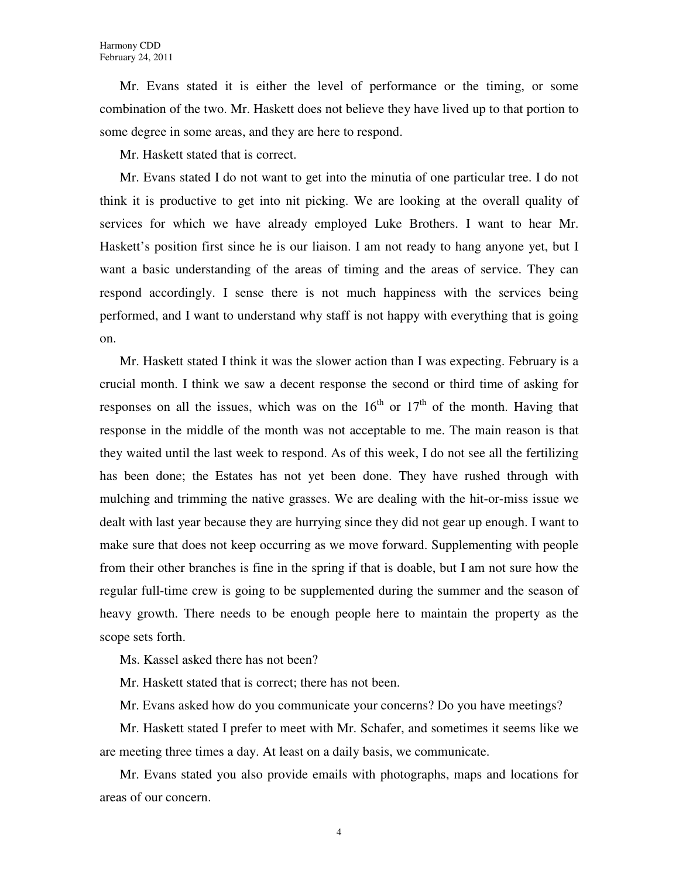Mr. Evans stated it is either the level of performance or the timing, or some combination of the two. Mr. Haskett does not believe they have lived up to that portion to some degree in some areas, and they are here to respond.

Mr. Haskett stated that is correct.

Mr. Evans stated I do not want to get into the minutia of one particular tree. I do not think it is productive to get into nit picking. We are looking at the overall quality of services for which we have already employed Luke Brothers. I want to hear Mr. Haskett's position first since he is our liaison. I am not ready to hang anyone yet, but I want a basic understanding of the areas of timing and the areas of service. They can respond accordingly. I sense there is not much happiness with the services being performed, and I want to understand why staff is not happy with everything that is going on.

Mr. Haskett stated I think it was the slower action than I was expecting. February is a crucial month. I think we saw a decent response the second or third time of asking for responses on all the issues, which was on the 16th or 17th of the month. Having that response in the middle of the month was not acceptable to me. The main reason is that they waited until the last week to respond. As of this week, I do not see all the fertilizing has been done; the Estates has not yet been done. They have rushed through with mulching and trimming the native grasses. We are dealing with the hit-or-miss issue we dealt with last year because they are hurrying since they did not gear up enough. I want to make sure that does not keep occurring as we move forward. Supplementing with people from their other branches is fine in the spring if that is doable, but I am not sure how the regular full-time crew is going to be supplemented during the summer and the season of heavy growth. There needs to be enough people here to maintain the property as the scope sets forth.

Ms. Kassel asked there has not been?

Mr. Haskett stated that is correct; there has not been.

Mr. Evans asked how do you communicate your concerns? Do you have meetings?

Mr. Haskett stated I prefer to meet with Mr. Schafer, and sometimes it seems like we are meeting three times a day. At least on a daily basis, we communicate.

Mr. Evans stated you also provide emails with photographs, maps and locations for areas of our concern.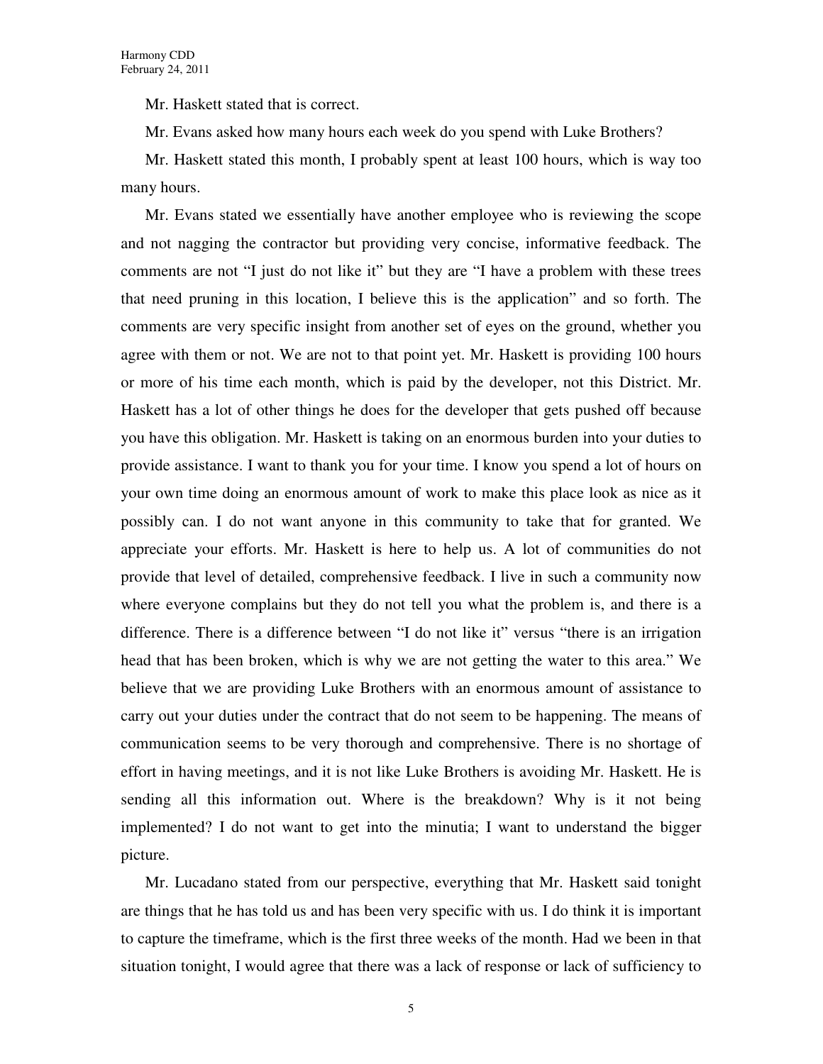Mr. Haskett stated that is correct.

Mr. Evans asked how many hours each week do you spend with Luke Brothers?

Mr. Haskett stated this month, I probably spent at least 100 hours, which is way too many hours.

Mr. Evans stated we essentially have another employee who is reviewing the scope and not nagging the contractor but providing very concise, informative feedback. The comments are not "I just do not like it" but they are "I have a problem with these trees that need pruning in this location, I believe this is the application" and so forth. The comments are very specific insight from another set of eyes on the ground, whether you agree with them or not. We are not to that point yet. Mr. Haskett is providing 100 hours or more of his time each month, which is paid by the developer, not this District. Mr. Haskett has a lot of other things he does for the developer that gets pushed off because you have this obligation. Mr. Haskett is taking on an enormous burden into your duties to provide assistance. I want to thank you for your time. I know you spend a lot of hours on your own time doing an enormous amount of work to make this place look as nice as it possibly can. I do not want anyone in this community to take that for granted. We appreciate your efforts. Mr. Haskett is here to help us. A lot of communities do not provide that level of detailed, comprehensive feedback. I live in such a community now where everyone complains but they do not tell you what the problem is, and there is a difference. There is a difference between "I do not like it" versus "there is an irrigation head that has been broken, which is why we are not getting the water to this area." We believe that we are providing Luke Brothers with an enormous amount of assistance to carry out your duties under the contract that do not seem to be happening. The means of communication seems to be very thorough and comprehensive. There is no shortage of effort in having meetings, and it is not like Luke Brothers is avoiding Mr. Haskett. He is sending all this information out. Where is the breakdown? Why is it not being implemented? I do not want to get into the minutia; I want to understand the bigger picture.

Mr. Lucadano stated from our perspective, everything that Mr. Haskett said tonight are things that he has told us and has been very specific with us. I do think it is important to capture the timeframe, which is the first three weeks of the month. Had we been in that situation tonight, I would agree that there was a lack of response or lack of sufficiency to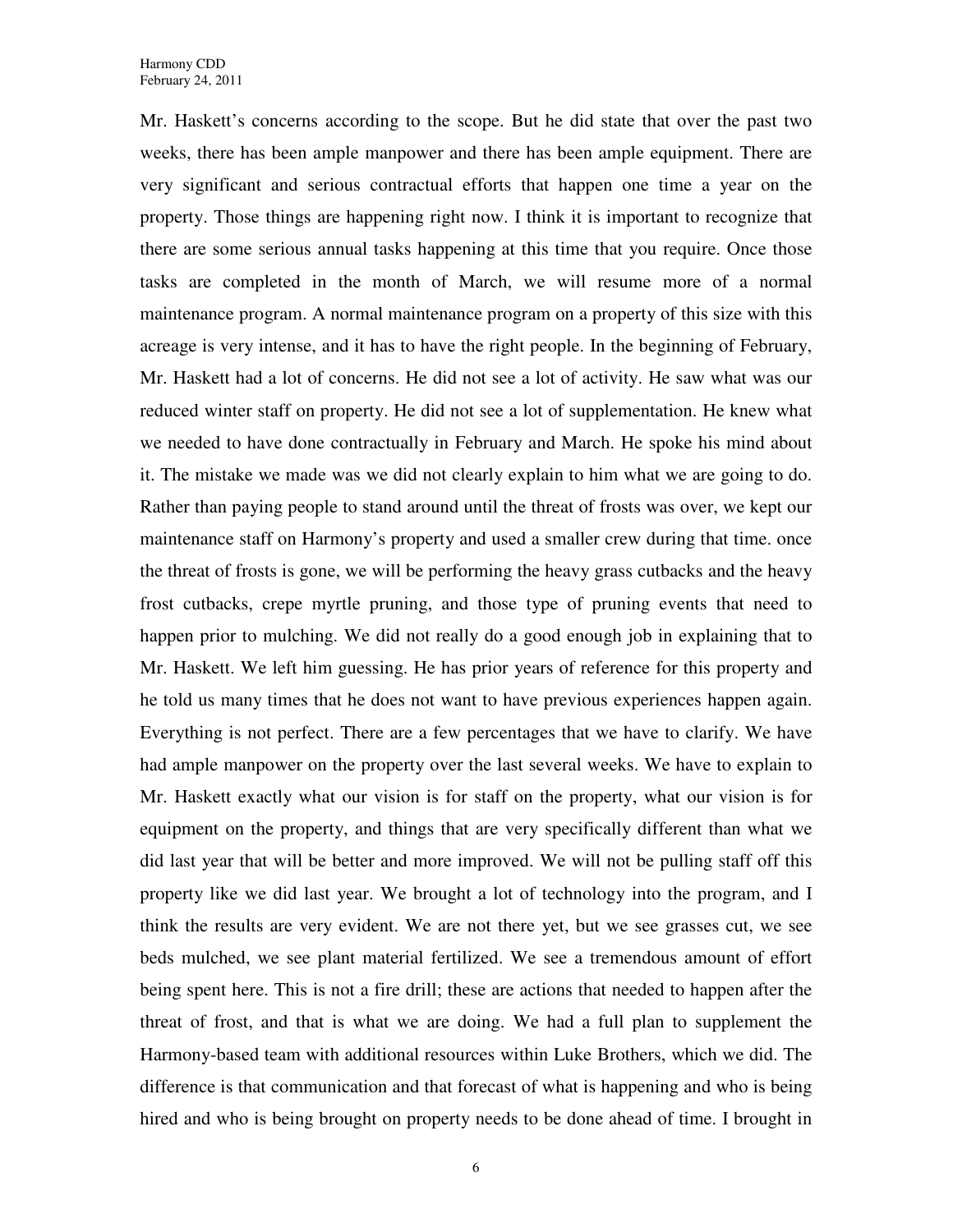Mr. Haskett's concerns according to the scope. But he did state that over the past two weeks, there has been ample manpower and there has been ample equipment. There are very significant and serious contractual efforts that happen one time a year on the property. Those things are happening right now. I think it is important to recognize that there are some serious annual tasks happening at this time that you require. Once those tasks are completed in the month of March, we will resume more of a normal maintenance program. A normal maintenance program on a property of this size with this acreage is very intense, and it has to have the right people. In the beginning of February, Mr. Haskett had a lot of concerns. He did not see a lot of activity. He saw what was our reduced winter staff on property. He did not see a lot of supplementation. He knew what we needed to have done contractually in February and March. He spoke his mind about it. The mistake we made was we did not clearly explain to him what we are going to do. Rather than paying people to stand around until the threat of frosts was over, we kept our maintenance staff on Harmony's property and used a smaller crew during that time. once the threat of frosts is gone, we will be performing the heavy grass cutbacks and the heavy frost cutbacks, crepe myrtle pruning, and those type of pruning events that need to happen prior to mulching. We did not really do a good enough job in explaining that to Mr. Haskett. We left him guessing. He has prior years of reference for this property and he told us many times that he does not want to have previous experiences happen again. Everything is not perfect. There are a few percentages that we have to clarify. We have had ample manpower on the property over the last several weeks. We have to explain to Mr. Haskett exactly what our vision is for staff on the property, what our vision is for equipment on the property, and things that are very specifically different than what we did last year that will be better and more improved. We will not be pulling staff off this property like we did last year. We brought a lot of technology into the program, and I think the results are very evident. We are not there yet, but we see grasses cut, we see beds mulched, we see plant material fertilized. We see a tremendous amount of effort being spent here. This is not a fire drill; these are actions that needed to happen after the threat of frost, and that is what we are doing. We had a full plan to supplement the Harmony-based team with additional resources within Luke Brothers, which we did. The difference is that communication and that forecast of what is happening and who is being hired and who is being brought on property needs to be done ahead of time. I brought in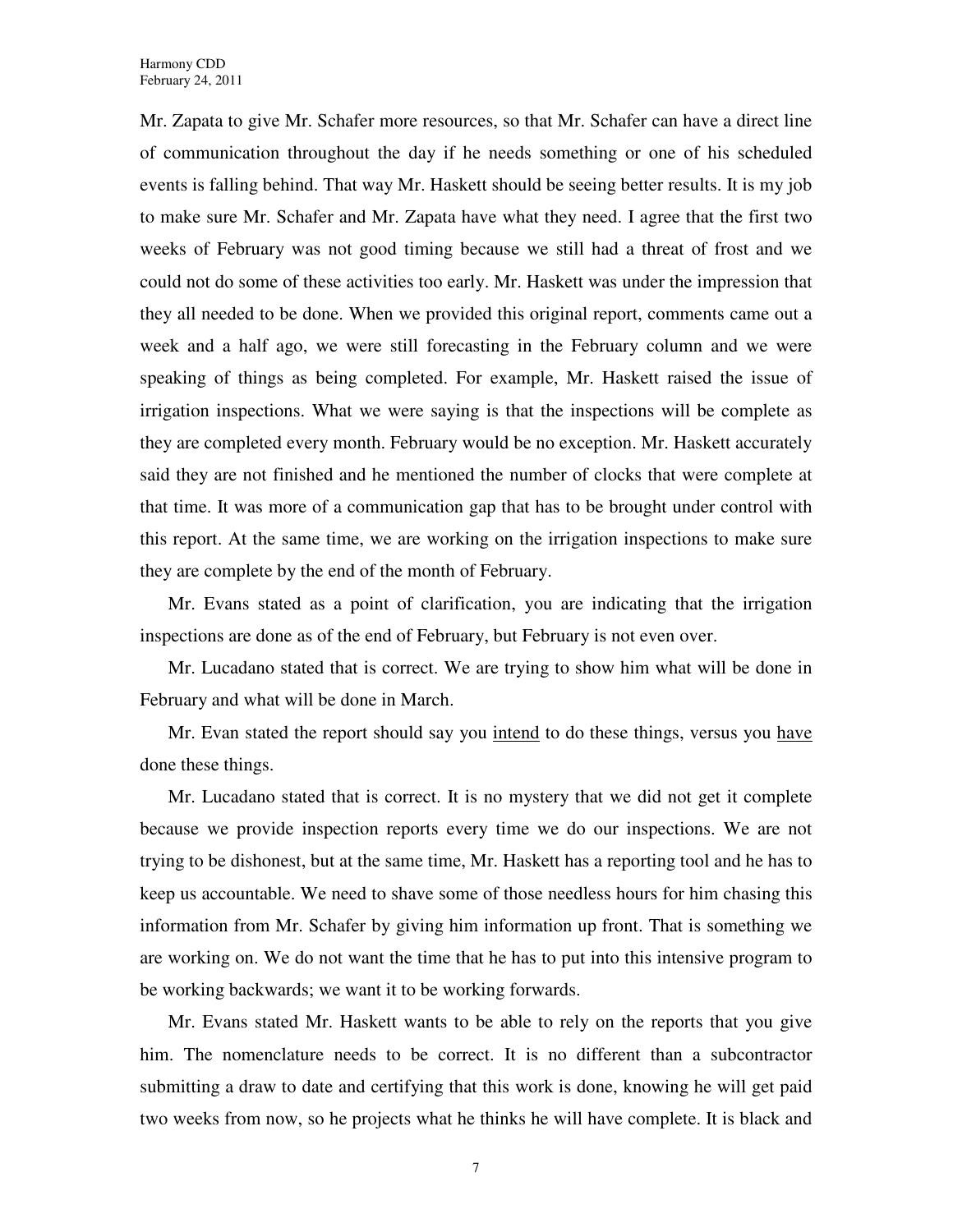Mr. Zapata to give Mr. Schafer more resources, so that Mr. Schafer can have a direct line of communication throughout the day if he needs something or one of his scheduled events is falling behind. That way Mr. Haskett should be seeing better results. It is my job to make sure Mr. Schafer and Mr. Zapata have what they need. I agree that the first two weeks of February was not good timing because we still had a threat of frost and we could not do some of these activities too early. Mr. Haskett was under the impression that they all needed to be done. When we provided this original report, comments came out a week and a half ago, we were still forecasting in the February column and we were speaking of things as being completed. For example, Mr. Haskett raised the issue of irrigation inspections. What we were saying is that the inspections will be complete as they are completed every month. February would be no exception. Mr. Haskett accurately said they are not finished and he mentioned the number of clocks that were complete at that time. It was more of a communication gap that has to be brought under control with this report. At the same time, we are working on the irrigation inspections to make sure they are complete by the end of the month of February.

Mr. Evans stated as a point of clarification, you are indicating that the irrigation inspections are done as of the end of February, but February is not even over.

Mr. Lucadano stated that is correct. We are trying to show him what will be done in February and what will be done in March.

Mr. Evan stated the report should say you <u>intend</u> to do these things, versus you <u>have</u> done these things.

Mr. Lucadano stated that is correct. It is no mystery that we did not get it complete because we provide inspection reports every time we do our inspections. We are not trying to be dishonest, but at the same time, Mr. Haskett has a reporting tool and he has to keep us accountable. We need to shave some of those needless hours for him chasing this information from Mr. Schafer by giving him information up front. That is something we are working on. We do not want the time that he has to put into this intensive program to be working backwards; we want it to be working forwards.

Mr. Evans stated Mr. Haskett wants to be able to rely on the reports that you give him. The nomenclature needs to be correct. It is no different than a subcontractor submitting a draw to date and certifying that this work is done, knowing he will get paid two weeks from now, so he projects what he thinks he will have complete. It is black and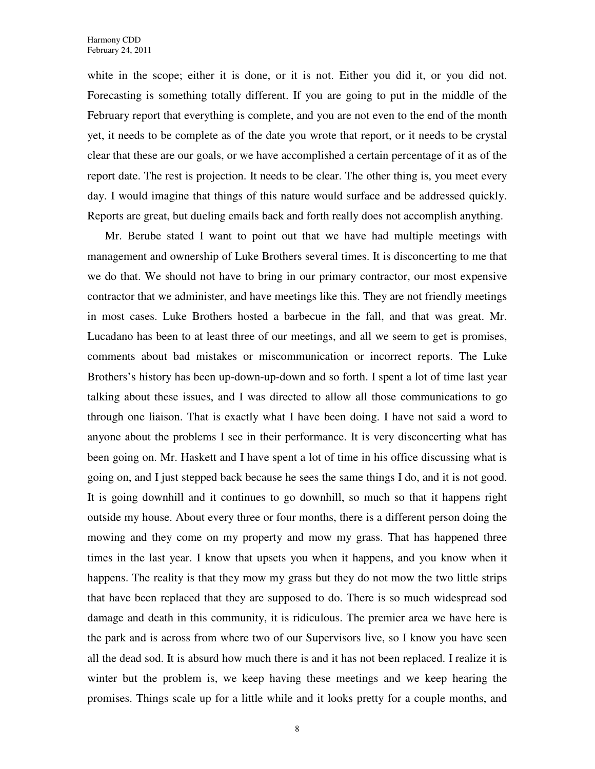white in the scope; either it is done, or it is not. Either you did it, or you did not. Forecasting is something totally different. If you are going to put in the middle of the February report that everything is complete, and you are not even to the end of the month yet, it needs to be complete as of the date you wrote that report, or it needs to be crystal clear that these are our goals, or we have accomplished a certain percentage of it as of the report date. The rest is projection. It needs to be clear. The other thing is, you meet every day. I would imagine that things of this nature would surface and be addressed quickly. Reports are great, but dueling emails back and forth really does not accomplish anything.

Mr. Berube stated I want to point out that we have had multiple meetings with management and ownership of Luke Brothers several times. It is disconcerting to me that we do that. We should not have to bring in our primary contractor, our most expensive contractor that we administer, and have meetings like this. They are not friendly meetings in most cases. Luke Brothers hosted a barbecue in the fall, and that was great. Mr. Lucadano has been to at least three of our meetings, and all we seem to get is promises, comments about bad mistakes or miscommunication or incorrect reports. The Luke Brothers's history has been up-down-up-down and so forth. I spent a lot of time last year talking about these issues, and I was directed to allow all those communications to go through one liaison. That is exactly what I have been doing. I have not said a word to anyone about the problems I see in their performance. It is very disconcerting what has been going on. Mr. Haskett and I have spent a lot of time in his office discussing what is going on, and I just stepped back because he sees the same things I do, and it is not good. It is going downhill and it continues to go downhill, so much so that it happens right outside my house. About every three or four months, there is a different person doing the mowing and they come on my property and mow my grass. That has happened three times in the last year. I know that upsets you when it happens, and you know when it happens. The reality is that they mow my grass but they do not mow the two little strips that have been replaced that they are supposed to do. There is so much widespread sod damage and death in this community, it is ridiculous. The premier area we have here is the park and is across from where two of our Supervisors live, so I know you have seen all the dead sod. It is absurd how much there is and it has not been replaced. I realize it is winter but the problem is, we keep having these meetings and we keep hearing the promises. Things scale up for a little while and it looks pretty for a couple months, and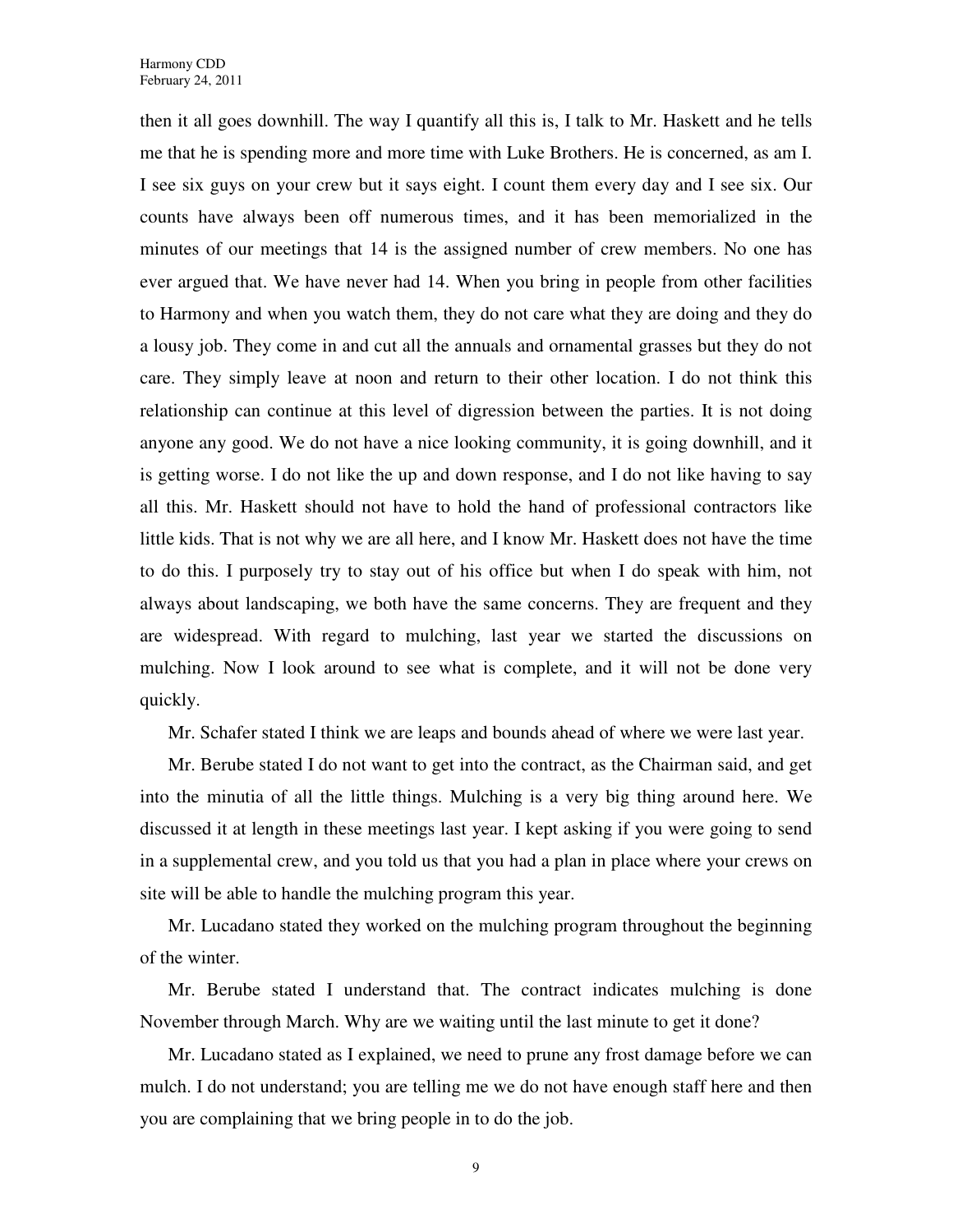then it all goes downhill. The way I quantify all this is, I talk to Mr. Haskett and he tells me that he is spending more and more time with Luke Brothers. He is concerned, as am I. I see six guys on your crew but it says eight. I count them every day and I see six. Our counts have always been off numerous times, and it has been memorialized in the minutes of our meetings that 14 is the assigned number of crew members. No one has ever argued that. We have never had 14. When you bring in people from other facilities to Harmony and when you watch them, they do not care what they are doing and they do a lousy job. They come in and cut all the annuals and ornamental grasses but they do not care. They simply leave at noon and return to their other location. I do not think this relationship can continue at this level of digression between the parties. It is not doing anyone any good. We do not have a nice looking community, it is going downhill, and it is getting worse. I do not like the up and down response, and I do not like having to say all this. Mr. Haskett should not have to hold the hand of professional contractors like little kids. That is not why we are all here, and I know Mr. Haskett does not have the time to do this. I purposely try to stay out of his office but when I do speak with him, not always about landscaping, we both have the same concerns. They are frequent and they are widespread. With regard to mulching, last year we started the discussions on mulching. Now I look around to see what is complete, and it will not be done very quickly.

Mr. Schafer stated I think we are leaps and bounds ahead of where we were last year.

Mr. Berube stated I do not want to get into the contract, as the Chairman said, and get into the minutia of all the little things. Mulching is a very big thing around here. We discussed it at length in these meetings last year. I kept asking if you were going to send in a supplemental crew, and you told us that you had a plan in place where your crews on site will be able to handle the mulching program this year.

Mr. Lucadano stated they worked on the mulching program throughout the beginning of the winter.

Mr. Berube stated I understand that. The contract indicates mulching is done November through March. Why are we waiting until the last minute to get it done?

Mr. Lucadano stated as I explained, we need to prune any frost damage before we can mulch. I do not understand; you are telling me we do not have enough staff here and then you are complaining that we bring people in to do the job.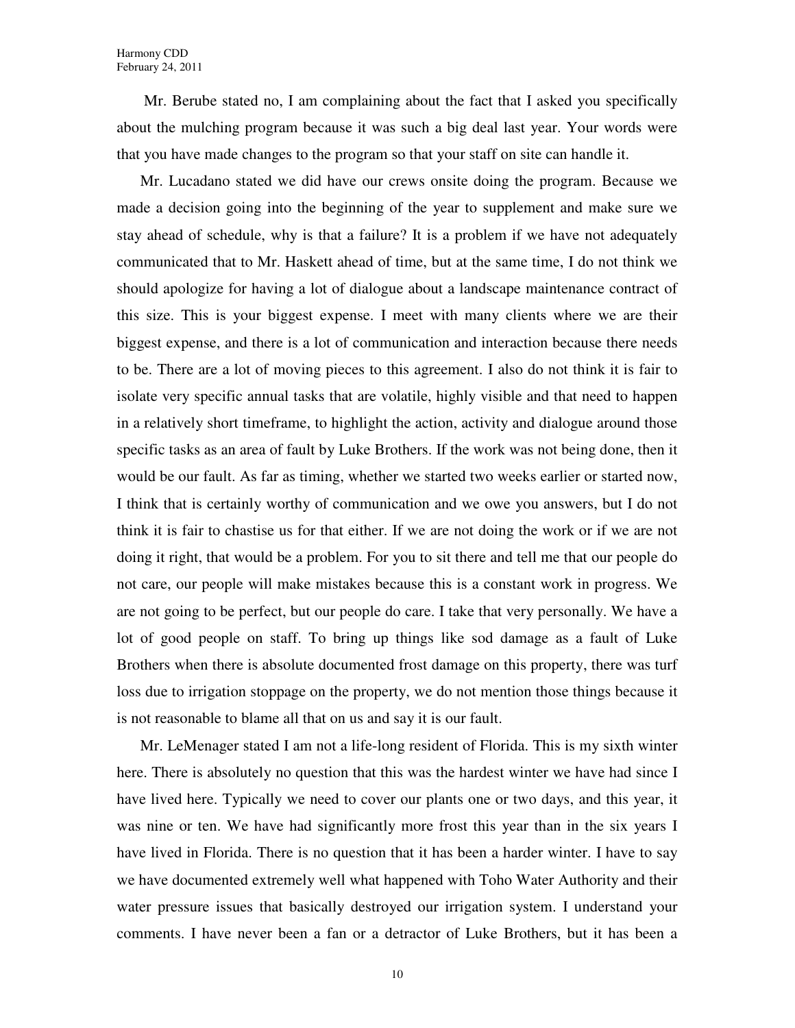Mr. Berube stated no, I am complaining about the fact that I asked you specifically about the mulching program because it was such a big deal last year. Your words were that you have made changes to the program so that your staff on site can handle it.

Mr. Lucadano stated we did have our crews onsite doing the program. Because we made a decision going into the beginning of the year to supplement and make sure we stay ahead of schedule, why is that a failure? It is a problem if we have not adequately communicated that to Mr. Haskett ahead of time, but at the same time, I do not think we should apologize for having a lot of dialogue about a landscape maintenance contract of this size. This is your biggest expense. I meet with many clients where we are their biggest expense, and there is a lot of communication and interaction because there needs to be. There are a lot of moving pieces to this agreement. I also do not think it is fair to isolate very specific annual tasks that are volatile, highly visible and that need to happen in a relatively short timeframe, to highlight the action, activity and dialogue around those specific tasks as an area of fault by Luke Brothers. If the work was not being done, then it would be our fault. As far as timing, whether we started two weeks earlier or started now, I think that is certainly worthy of communication and we owe you answers, but I do not think it is fair to chastise us for that either. If we are not doing the work or if we are not doing it right, that would be a problem. For you to sit there and tell me that our people do not care, our people will make mistakes because this is a constant work in progress. We are not going to be perfect, but our people do care. I take that very personally. We have a lot of good people on staff. To bring up things like sod damage as a fault of Luke Brothers when there is absolute documented frost damage on this property, there was turf loss due to irrigation stoppage on the property, we do not mention those things because it is not reasonable to blame all that on us and say it is our fault.

Mr. LeMenager stated I am not a life-long resident of Florida. This is my sixth winter here. There is absolutely no question that this was the hardest winter we have had since I have lived here. Typically we need to cover our plants one or two days, and this year, it was nine or ten. We have had significantly more frost this year than in the six years I have lived in Florida. There is no question that it has been a harder winter. I have to say we have documented extremely well what happened with Toho Water Authority and their water pressure issues that basically destroyed our irrigation system. I understand your comments. I have never been a fan or a detractor of Luke Brothers, but it has been a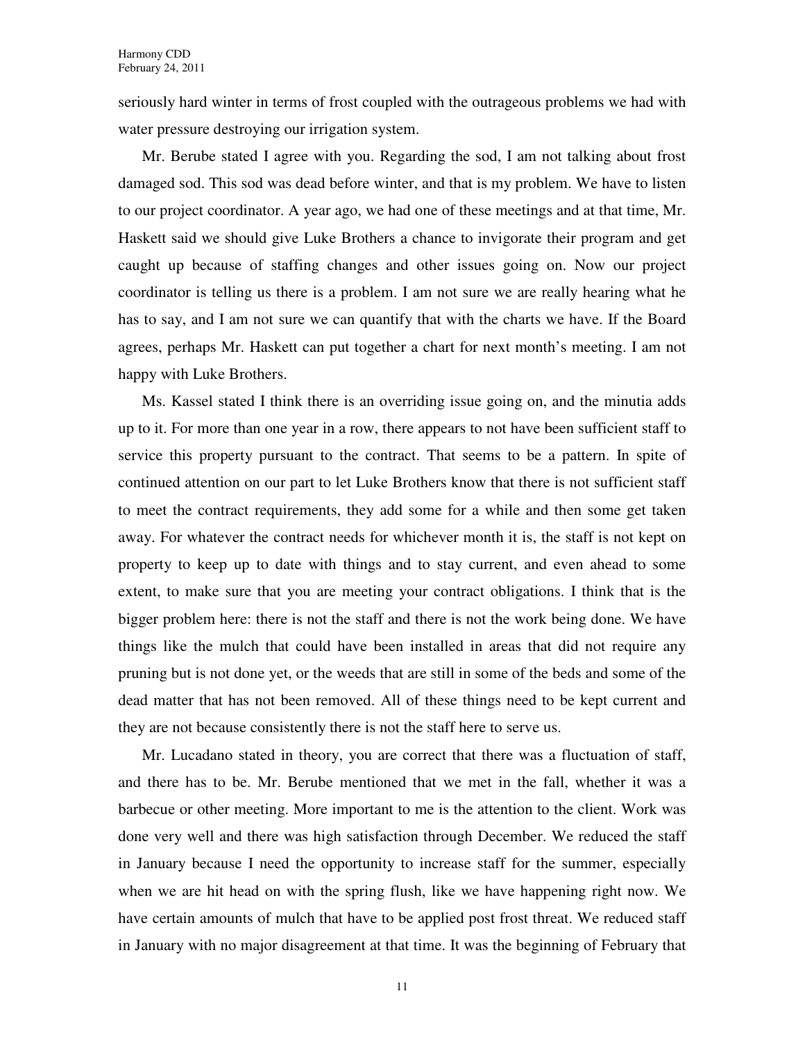seriously hard winter in terms of frost coupled with the outrageous problems we had with water pressure destroying our irrigation system.

Mr. Berube stated I agree with you. Regarding the sod, I am not talking about frost damaged sod. This sod was dead before winter, and that is my problem. We have to listen to our project coordinator. A year ago, we had one of these meetings and at that time, Mr. Haskett said we should give Luke Brothers a chance to invigorate their program and get caught up because of staffing changes and other issues going on. Now our project coordinator is telling us there is a problem. I am not sure we are really hearing what he has to say, and I am not sure we can quantify that with the charts we have. If the Board agrees, perhaps Mr. Haskett can put together a chart for next month's meeting. I am not happy with Luke Brothers.

Ms. Kassel stated I think there is an overriding issue going on, and the minutia adds up to it. For more than one year in a row, there appears to not have been sufficient staff to service this property pursuant to the contract. That seems to be a pattern. In spite of continued attention on our part to let Luke Brothers know that there is not sufficient staff to meet the contract requirements, they add some for a while and then some get taken away. For whatever the contract needs for whichever month it is, the staff is not kept on property to keep up to date with things and to stay current, and even ahead to some extent, to make sure that you are meeting your contract obligations. I think that is the bigger problem here: there is not the staff and there is not the work being done. We have things like the mulch that could have been installed in areas that did not require any pruning but is not done yet, or the weeds that are still in some of the beds and some of the dead matter that has not been removed. All of these things need to be kept current and they are not because consistently there is not the staff here to serve us.

Mr. Lucadano stated in theory, you are correct that there was a fluctuation of staff, and there has to be. Mr. Berube mentioned that we met in the fall, whether it was a barbecue or other meeting. More important to me is the attention to the client. Work was done very well and there was high satisfaction through December. We reduced the staff in January because I need the opportunity to increase staff for the summer, especially when we are hit head on with the spring flush, like we have happening right now. We have certain amounts of mulch that have to be applied post frost threat. We reduced staff in January with no major disagreement at that time. It was the beginning of February that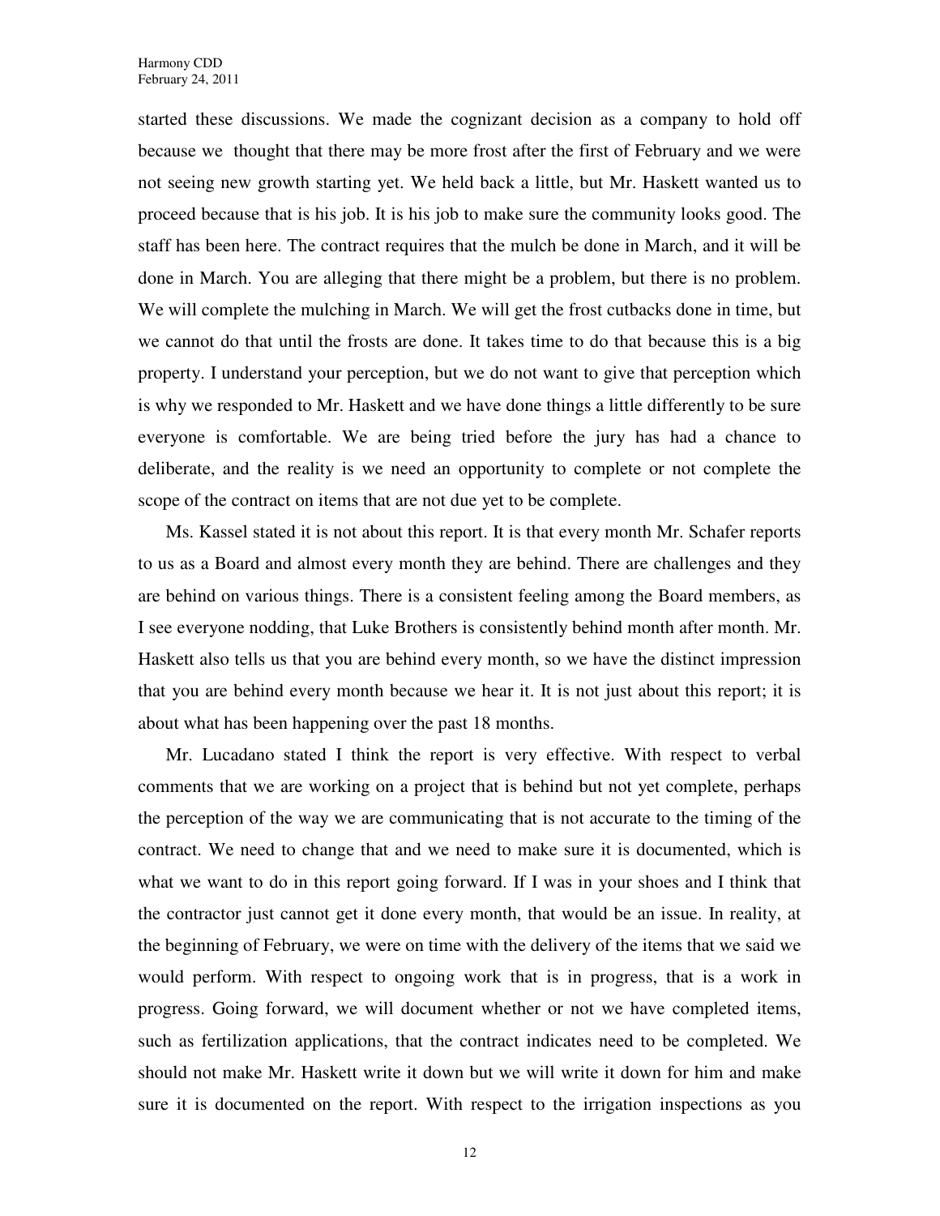started these discussions. We made the cognizant decision as a company to hold off because we thought that there may be more frost after the first of February and we were not seeing new growth starting yet. We held back a little, but Mr. Haskett wanted us to proceed because that is his job. It is his job to make sure the community looks good. The staff has been here. The contract requires that the mulch be done in March, and it will be done in March. You are alleging that there might be a problem, but there is no problem. We will complete the mulching in March. We will get the frost cutbacks done in time, but we cannot do that until the frosts are done. It takes time to do that because this is a big property. I understand your perception, but we do not want to give that perception which is why we responded to Mr. Haskett and we have done things a little differently to be sure everyone is comfortable. We are being tried before the jury has had a chance to deliberate, and the reality is we need an opportunity to complete or not complete the scope of the contract on items that are not due yet to be complete.

Ms. Kassel stated it is not about this report. It is that every month Mr. Schafer reports to us as a Board and almost every month they are behind. There are challenges and they are behind on various things. There is a consistent feeling among the Board members, as I see everyone nodding, that Luke Brothers is consistently behind month after month. Mr. Haskett also tells us that you are behind every month, so we have the distinct impression that you are behind every month because we hear it. It is not just about this report; it is about what has been happening over the past 18 months.

Mr. Lucadano stated I think the report is very effective. With respect to verbal comments that we are working on a project that is behind but not yet complete, perhaps the perception of the way we are communicating that is not accurate to the timing of the contract. We need to change that and we need to make sure it is documented, which is what we want to do in this report going forward. If I was in your shoes and I think that the contractor just cannot get it done every month, that would be an issue. In reality, at the beginning of February, we were on time with the delivery of the items that we said we would perform. With respect to ongoing work that is in progress, that is a work in progress. Going forward, we will document whether or not we have completed items, such as fertilization applications, that the contract indicates need to be completed. We should not make Mr. Haskett write it down but we will write it down for him and make sure it is documented on the report. With respect to the irrigation inspections as you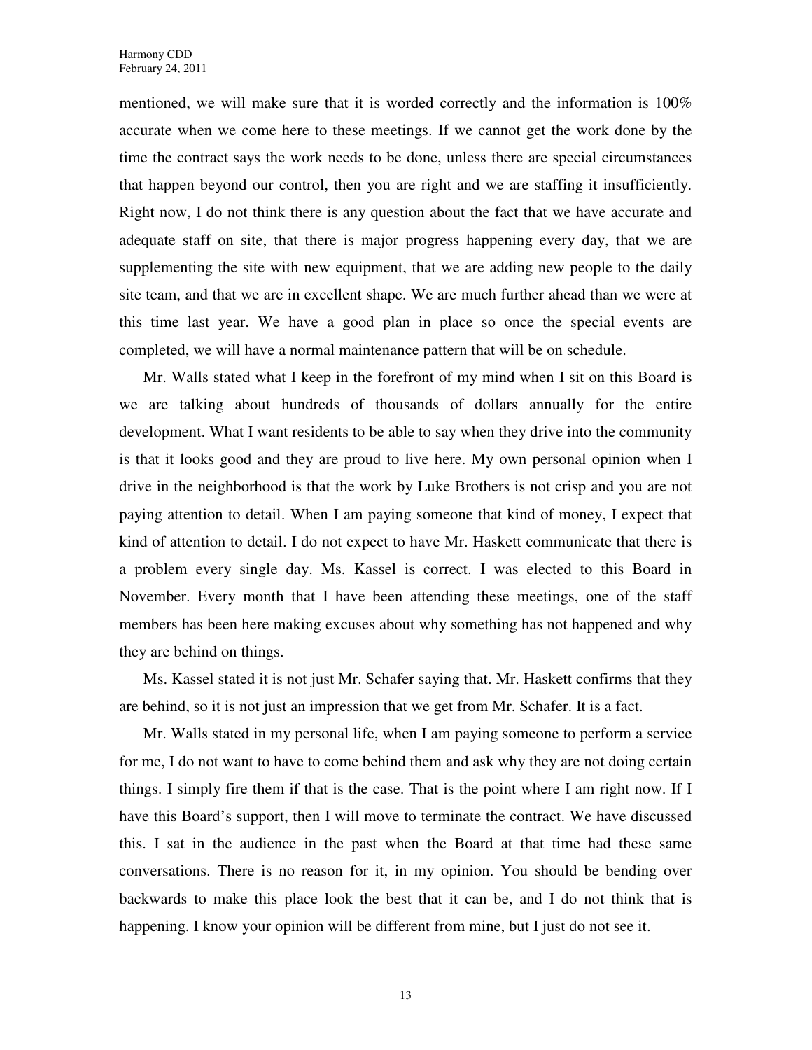mentioned, we will make sure that it is worded correctly and the information is 100% accurate when we come here to these meetings. If we cannot get the work done by the time the contract says the work needs to be done, unless there are special circumstances that happen beyond our control, then you are right and we are staffing it insufficiently. Right now, I do not think there is any question about the fact that we have accurate and adequate staff on site, that there is major progress happening every day, that we are supplementing the site with new equipment, that we are adding new people to the daily site team, and that we are in excellent shape. We are much further ahead than we were at this time last year. We have a good plan in place so once the special events are completed, we will have a normal maintenance pattern that will be on schedule.

Mr. Walls stated what I keep in the forefront of my mind when I sit on this Board is we are talking about hundreds of thousands of dollars annually for the entire development. What I want residents to be able to say when they drive into the community is that it looks good and they are proud to live here. My own personal opinion when I drive in the neighborhood is that the work by Luke Brothers is not crisp and you are not paying attention to detail. When I am paying someone that kind of money, I expect that kind of attention to detail. I do not expect to have Mr. Haskett communicate that there is a problem every single day. Ms. Kassel is correct. I was elected to this Board in November. Every month that I have been attending these meetings, one of the staff members has been here making excuses about why something has not happened and why they are behind on things.

Ms. Kassel stated it is not just Mr. Schafer saying that. Mr. Haskett confirms that they are behind, so it is not just an impression that we get from Mr. Schafer. It is a fact.

Mr. Walls stated in my personal life, when I am paying someone to perform a service for me, I do not want to have to come behind them and ask why they are not doing certain things. I simply fire them if that is the case. That is the point where I am right now. If I have this Board's support, then I will move to terminate the contract. We have discussed this. I sat in the audience in the past when the Board at that time had these same conversations. There is no reason for it, in my opinion. You should be bending over backwards to make this place look the best that it can be, and I do not think that is happening. I know your opinion will be different from mine, but I just do not see it.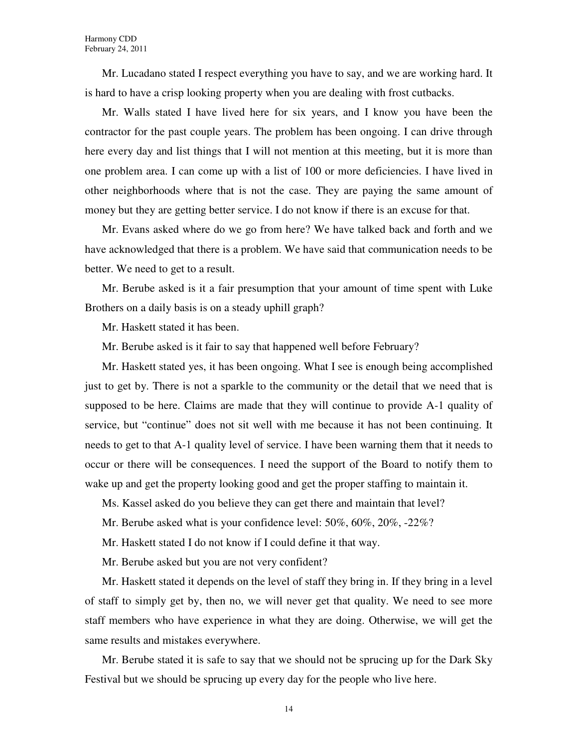Mr. Lucadano stated I respect everything you have to say, and we are working hard. It is hard to have a crisp looking property when you are dealing with frost cutbacks.

Mr. Walls stated I have lived here for six years, and I know you have been the contractor for the past couple years. The problem has been ongoing. I can drive through here every day and list things that I will not mention at this meeting, but it is more than one problem area. I can come up with a list of 100 or more deficiencies. I have lived in other neighborhoods where that is not the case. They are paying the same amount of money but they are getting better service. I do not know if there is an excuse for that.

Mr. Evans asked where do we go from here? We have talked back and forth and we have acknowledged that there is a problem. We have said that communication needs to be better. We need to get to a result.

Mr. Berube asked is it a fair presumption that your amount of time spent with Luke Brothers on a daily basis is on a steady uphill graph?

Mr. Haskett stated it has been.

Mr. Berube asked is it fair to say that happened well before February?

Mr. Haskett stated yes, it has been ongoing. What I see is enough being accomplished just to get by. There is not a sparkle to the community or the detail that we need that is supposed to be here. Claims are made that they will continue to provide A-1 quality of service, but "continue" does not sit well with me because it has not been continuing. It needs to get to that A-1 quality level of service. I have been warning them that it needs to occur or there will be consequences. I need the support of the Board to notify them to wake up and get the property looking good and get the proper staffing to maintain it.

Ms. Kassel asked do you believe they can get there and maintain that level?

Mr. Berube asked what is your confidence level: 50%, 60%, 20%, -22%?

Mr. Haskett stated I do not know if I could define it that way.

Mr. Berube asked but you are not very confident?

Mr. Haskett stated it depends on the level of staff they bring in. If they bring in a level of staff to simply get by, then no, we will never get that quality. We need to see more staff members who have experience in what they are doing. Otherwise, we will get the same results and mistakes everywhere.

Mr. Berube stated it is safe to say that we should not be sprucing up for the Dark Sky Festival but we should be sprucing up every day for the people who live here.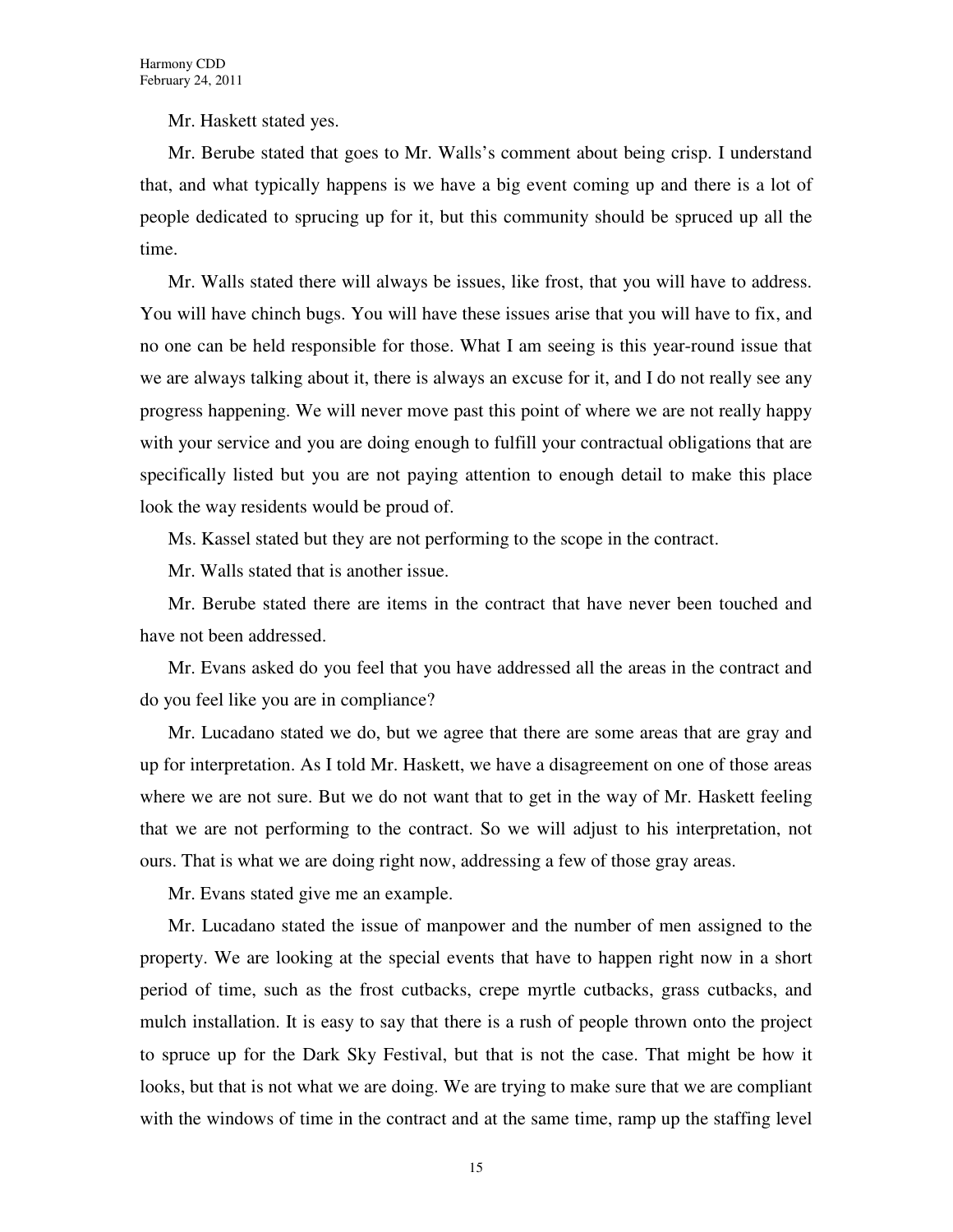Mr. Haskett stated yes.

Mr. Berube stated that goes to Mr. Walls's comment about being crisp. I understand that, and what typically happens is we have a big event coming up and there is a lot of people dedicated to sprucing up for it, but this community should be spruced up all the time.

Mr. Walls stated there will always be issues, like frost, that you will have to address. You will have chinch bugs. You will have these issues arise that you will have to fix, and no one can be held responsible for those. What I am seeing is this year-round issue that we are always talking about it, there is always an excuse for it, and I do not really see any progress happening. We will never move past this point of where we are not really happy with your service and you are doing enough to fulfill your contractual obligations that are specifically listed but you are not paying attention to enough detail to make this place look the way residents would be proud of.

Ms. Kassel stated but they are not performing to the scope in the contract.

Mr. Walls stated that is another issue.

Mr. Berube stated there are items in the contract that have never been touched and have not been addressed.

Mr. Evans asked do you feel that you have addressed all the areas in the contract and do you feel like you are in compliance?

Mr. Lucadano stated we do, but we agree that there are some areas that are gray and up for interpretation. As I told Mr. Haskett, we have a disagreement on one of those areas where we are not sure. But we do not want that to get in the way of Mr. Haskett feeling that we are not performing to the contract. So we will adjust to his interpretation, not ours. That is what we are doing right now, addressing a few of those gray areas.

Mr. Evans stated give me an example.

Mr. Lucadano stated the issue of manpower and the number of men assigned to the property. We are looking at the special events that have to happen right now in a short period of time, such as the frost cutbacks, crepe myrtle cutbacks, grass cutbacks, and mulch installation. It is easy to say that there is a rush of people thrown onto the project to spruce up for the Dark Sky Festival, but that is not the case. That might be how it looks, but that is not what we are doing. We are trying to make sure that we are compliant with the windows of time in the contract and at the same time, ramp up the staffing level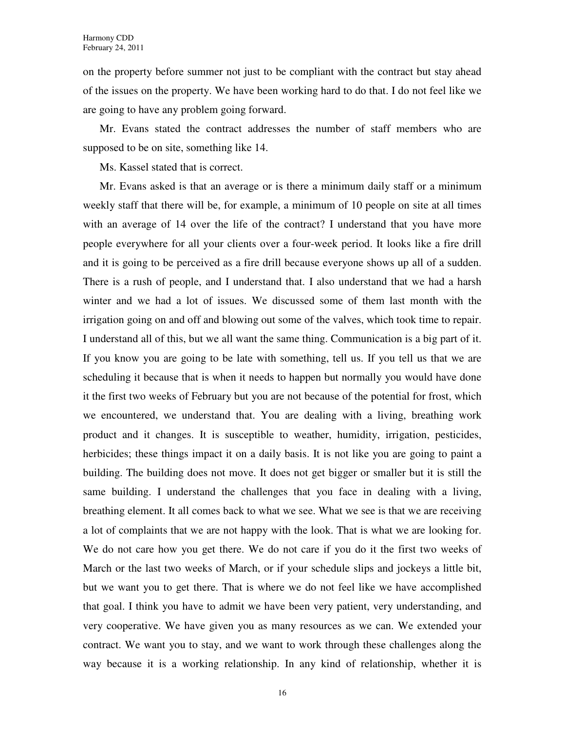on the property before summer not just to be compliant with the contract but stay ahead of the issues on the property. We have been working hard to do that. I do not feel like we are going to have any problem going forward.

Mr. Evans stated the contract addresses the number of staff members who are supposed to be on site, something like 14.

Ms. Kassel stated that is correct.

Mr. Evans asked is that an average or is there a minimum daily staff or a minimum weekly staff that there will be, for example, a minimum of 10 people on site at all times with an average of 14 over the life of the contract? I understand that you have more people everywhere for all your clients over a four-week period. It looks like a fire drill and it is going to be perceived as a fire drill because everyone shows up all of a sudden. There is a rush of people, and I understand that. I also understand that we had a harsh winter and we had a lot of issues. We discussed some of them last month with the irrigation going on and off and blowing out some of the valves, which took time to repair. I understand all of this, but we all want the same thing. Communication is a big part of it. If you know you are going to be late with something, tell us. If you tell us that we are scheduling it because that is when it needs to happen but normally you would have done it the first two weeks of February but you are not because of the potential for frost, which we encountered, we understand that. You are dealing with a living, breathing work product and it changes. It is susceptible to weather, humidity, irrigation, pesticides, herbicides; these things impact it on a daily basis. It is not like you are going to paint a building. The building does not move. It does not get bigger or smaller but it is still the same building. I understand the challenges that you face in dealing with a living, breathing element. It all comes back to what we see. What we see is that we are receiving a lot of complaints that we are not happy with the look. That is what we are looking for. We do not care how you get there. We do not care if you do it the first two weeks of March or the last two weeks of March, or if your schedule slips and jockeys a little bit, but we want you to get there. That is where we do not feel like we have accomplished that goal. I think you have to admit we have been very patient, very understanding, and very cooperative. We have given you as many resources as we can. We extended your contract. We want you to stay, and we want to work through these challenges along the way because it is a working relationship. In any kind of relationship, whether it is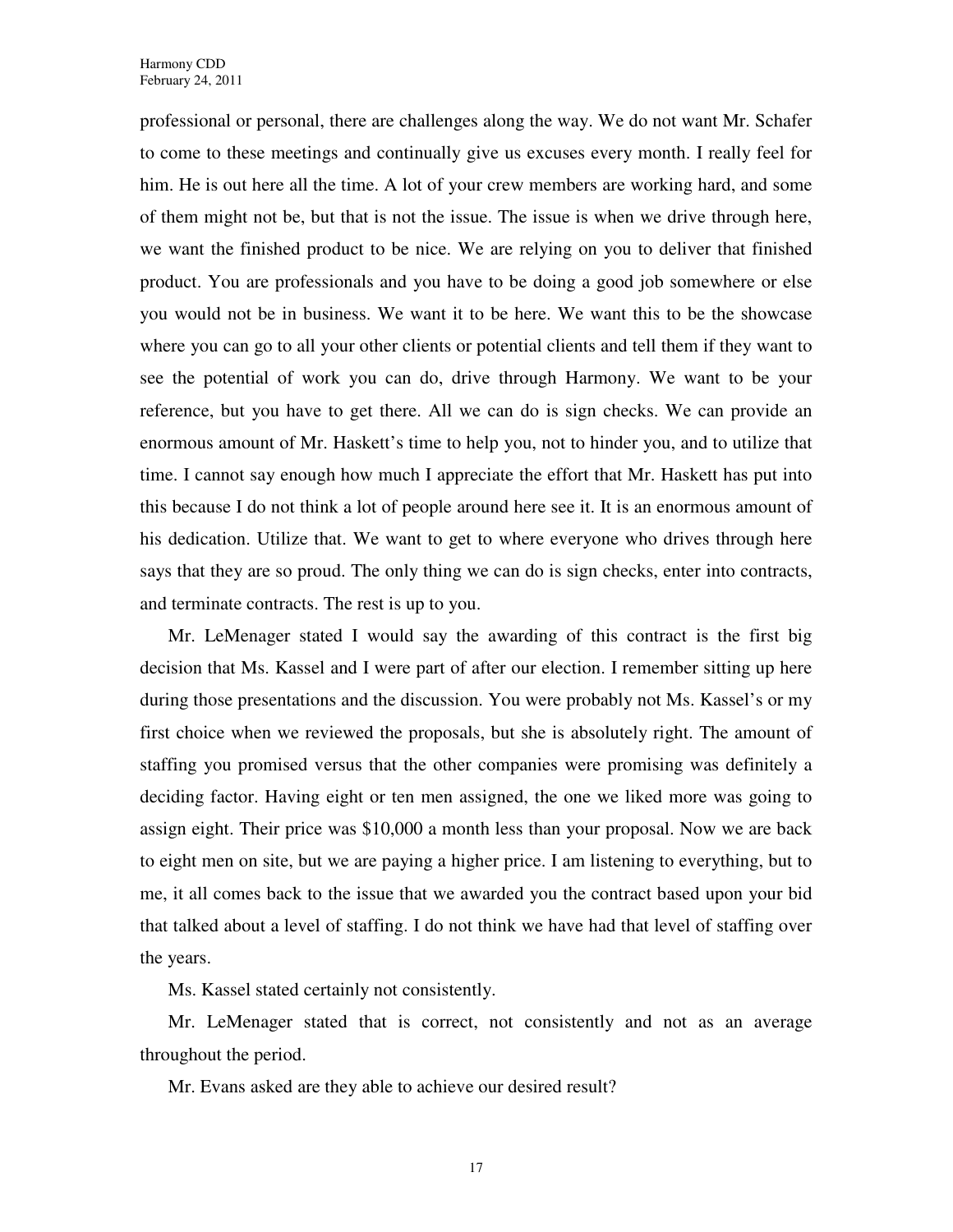professional or personal, there are challenges along the way. We do not want Mr. Schafer to come to these meetings and continually give us excuses every month. I really feel for him. He is out here all the time. A lot of your crew members are working hard, and some of them might not be, but that is not the issue. The issue is when we drive through here, we want the finished product to be nice. We are relying on you to deliver that finished product. You are professionals and you have to be doing a good job somewhere or else you would not be in business. We want it to be here. We want this to be the showcase where you can go to all your other clients or potential clients and tell them if they want to see the potential of work you can do, drive through Harmony. We want to be your reference, but you have to get there. All we can do is sign checks. We can provide an enormous amount of Mr. Haskett's time to help you, not to hinder you, and to utilize that time. I cannot say enough how much I appreciate the effort that Mr. Haskett has put into this because I do not think a lot of people around here see it. It is an enormous amount of his dedication. Utilize that. We want to get to where everyone who drives through here says that they are so proud. The only thing we can do is sign checks, enter into contracts, and terminate contracts. The rest is up to you.

Mr. LeMenager stated I would say the awarding of this contract is the first big decision that Ms. Kassel and I were part of after our election. I remember sitting up here during those presentations and the discussion. You were probably not Ms. Kassel's or my first choice when we reviewed the proposals, but she is absolutely right. The amount of staffing you promised versus that the other companies were promising was definitely a deciding factor. Having eight or ten men assigned, the one we liked more was going to assign eight. Their price was $10,000 a month less than your proposal. Now we are back to eight men on site, but we are paying a higher price. I am listening to everything, but to me, it all comes back to the issue that we awarded you the contract based upon your bid that talked about a level of staffing. I do not think we have had that level of staffing over the years.

Ms. Kassel stated certainly not consistently.

Mr. LeMenager stated that is correct, not consistently and not as an average throughout the period.

Mr. Evans asked are they able to achieve our desired result?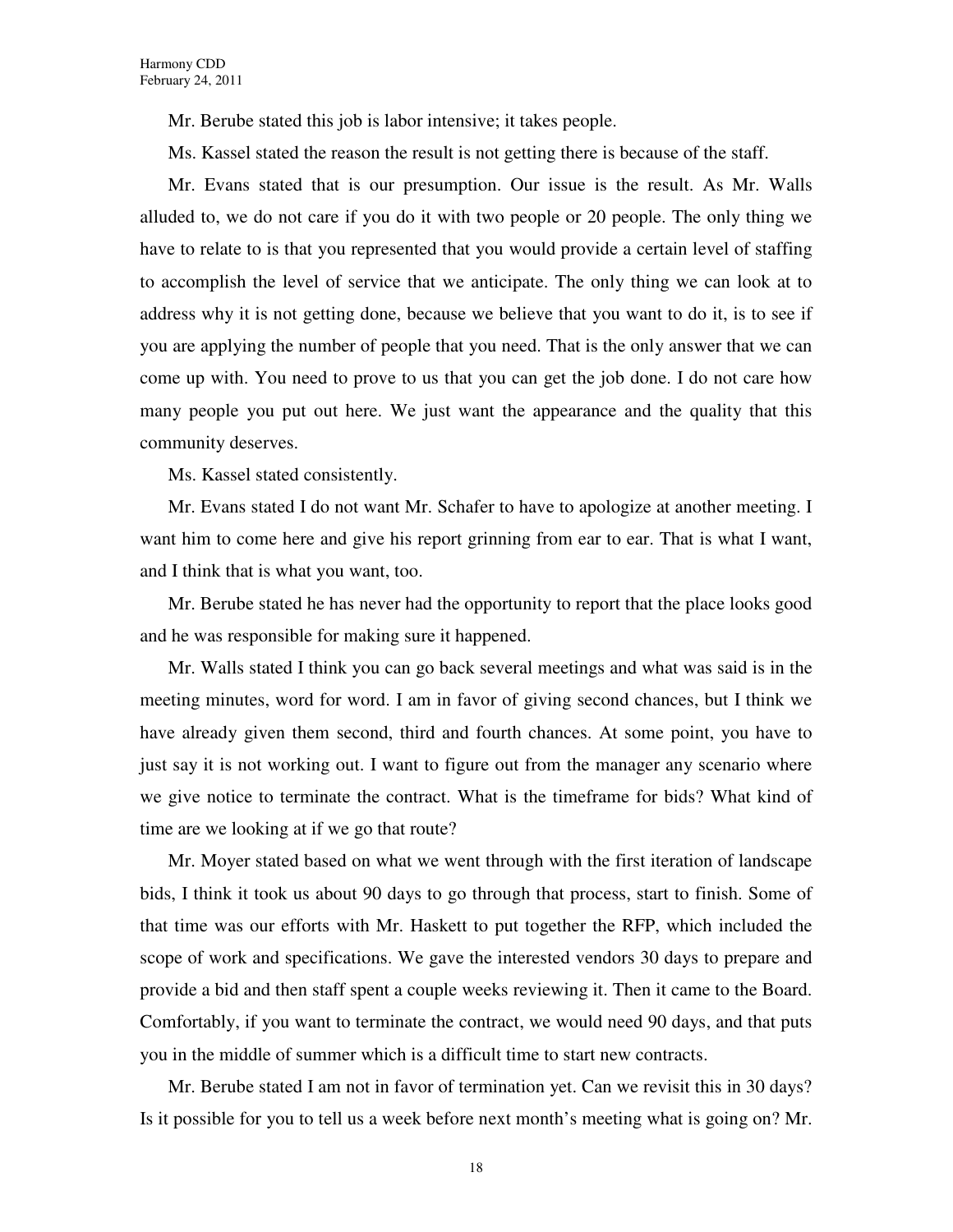Mr. Berube stated this job is labor intensive; it takes people.

Ms. Kassel stated the reason the result is not getting there is because of the staff.

Mr. Evans stated that is our presumption. Our issue is the result. As Mr. Walls alluded to, we do not care if you do it with two people or 20 people. The only thing we have to relate to is that you represented that you would provide a certain level of staffing to accomplish the level of service that we anticipate. The only thing we can look at to address why it is not getting done, because we believe that you want to do it, is to see if you are applying the number of people that you need. That is the only answer that we can come up with. You need to prove to us that you can get the job done. I do not care how many people you put out here. We just want the appearance and the quality that this community deserves.

Ms. Kassel stated consistently.

Mr. Evans stated I do not want Mr. Schafer to have to apologize at another meeting. I want him to come here and give his report grinning from ear to ear. That is what I want, and I think that is what you want, too.

Mr. Berube stated he has never had the opportunity to report that the place looks good and he was responsible for making sure it happened.

Mr. Walls stated I think you can go back several meetings and what was said is in the meeting minutes, word for word. I am in favor of giving second chances, but I think we have already given them second, third and fourth chances. At some point, you have to just say it is not working out. I want to figure out from the manager any scenario where we give notice to terminate the contract. What is the timeframe for bids? What kind of time are we looking at if we go that route?

Mr. Moyer stated based on what we went through with the first iteration of landscape bids, I think it took us about 90 days to go through that process, start to finish. Some of that time was our efforts with Mr. Haskett to put together the RFP, which included the scope of work and specifications. We gave the interested vendors 30 days to prepare and provide a bid and then staff spent a couple weeks reviewing it. Then it came to the Board. Comfortably, if you want to terminate the contract, we would need 90 days, and that puts you in the middle of summer which is a difficult time to start new contracts.

Mr. Berube stated I am not in favor of termination yet. Can we revisit this in 30 days? Is it possible for you to tell us a week before next month's meeting what is going on? Mr.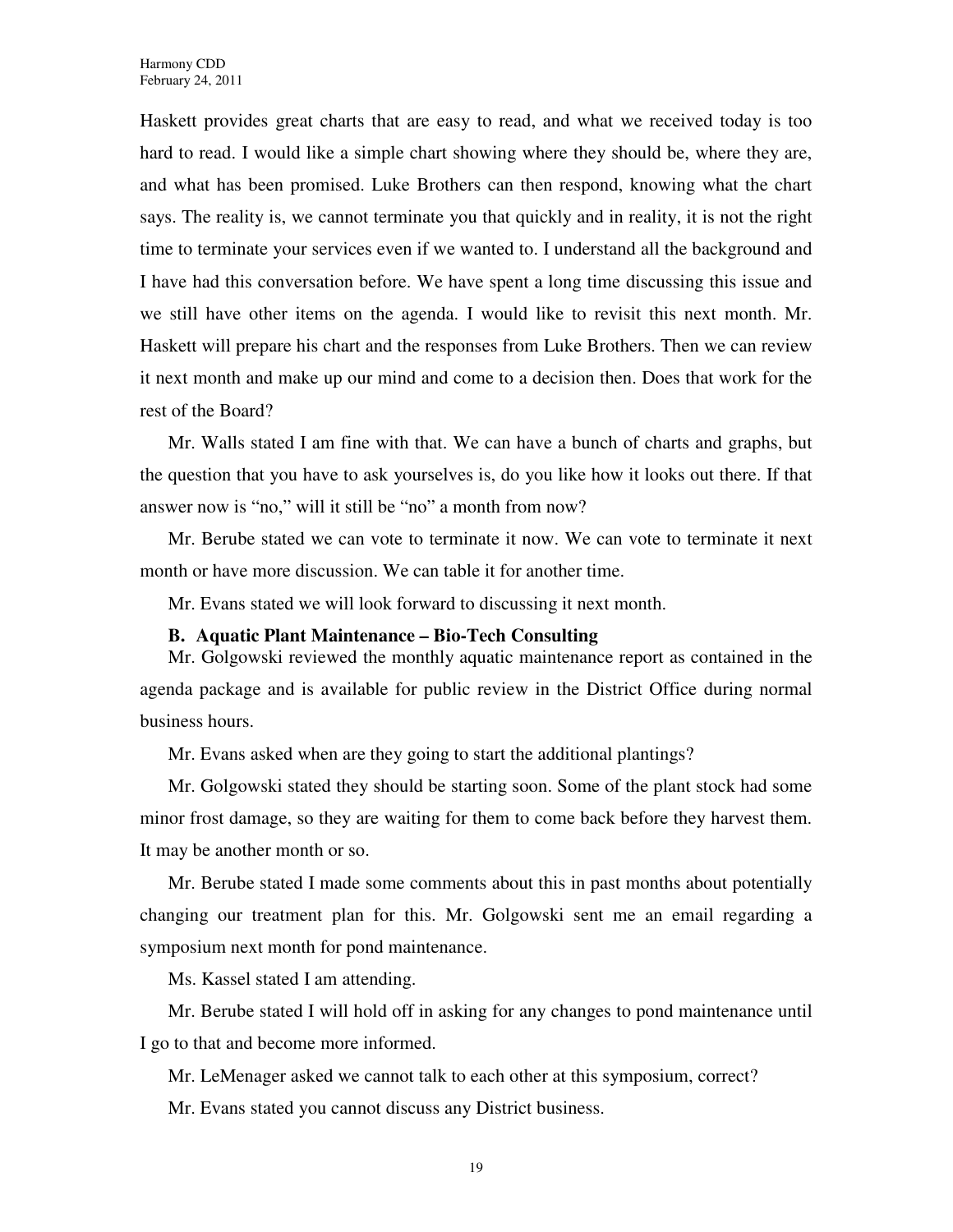Haskett provides great charts that are easy to read, and what we received today is too hard to read. I would like a simple chart showing where they should be, where they are, and what has been promised. Luke Brothers can then respond, knowing what the chart says. The reality is, we cannot terminate you that quickly and in reality, it is not the right time to terminate your services even if we wanted to. I understand all the background and I have had this conversation before. We have spent a long time discussing this issue and we still have other items on the agenda. I would like to revisit this next month. Mr. Haskett will prepare his chart and the responses from Luke Brothers. Then we can review it next month and make up our mind and come to a decision then. Does that work for the rest of the Board?

Mr. Walls stated I am fine with that. We can have a bunch of charts and graphs, but the question that you have to ask yourselves is, do you like how it looks out there. If that answer now is "no," will it still be "no" a month from now?

Mr. Berube stated we can vote to terminate it now. We can vote to terminate it next month or have more discussion. We can table it for another time.

Mr. Evans stated we will look forward to discussing it next month.

**B. Aquatic Plant Maintenance – Bio-Tech Consulting**

Mr. Golgowski reviewed the monthly aquatic maintenance report as contained in the agenda package and is available for public review in the District Office during normal business hours.

Mr. Evans asked when are they going to start the additional plantings?

Mr. Golgowski stated they should be starting soon. Some of the plant stock had some minor frost damage, so they are waiting for them to come back before they harvest them. It may be another month or so.

Mr. Berube stated I made some comments about this in past months about potentially changing our treatment plan for this. Mr. Golgowski sent me an email regarding a symposium next month for pond maintenance.

Ms. Kassel stated I am attending.

Mr. Berube stated I will hold off in asking for any changes to pond maintenance until I go to that and become more informed.

Mr. LeMenager asked we cannot talk to each other at this symposium, correct?

Mr. Evans stated you cannot discuss any District business.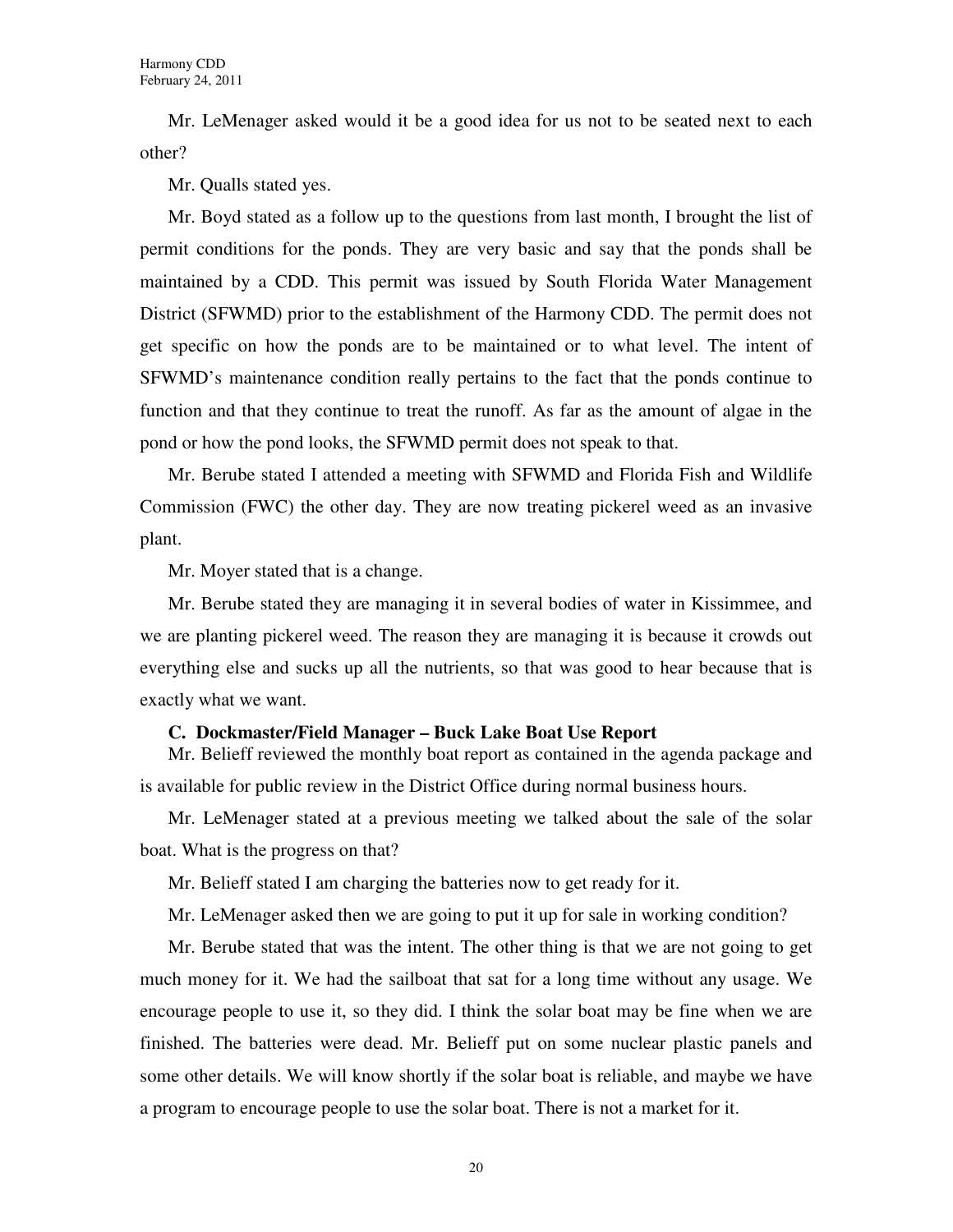Mr. LeMenager asked would it be a good idea for us not to be seated next to each other?

Mr. Qualls stated yes.

Mr. Boyd stated as a follow up to the questions from last month, I brought the list of permit conditions for the ponds. They are very basic and say that the ponds shall be maintained by a CDD. This permit was issued by South Florida Water Management District (SFWMD) prior to the establishment of the Harmony CDD. The permit does not get specific on how the ponds are to be maintained or to what level. The intent of SFWMD's maintenance condition really pertains to the fact that the ponds continue to function and that they continue to treat the runoff. As far as the amount of algae in the pond or how the pond looks, the SFWMD permit does not speak to that.

Mr. Berube stated I attended a meeting with SFWMD and Florida Fish and Wildlife Commission (FWC) the other day. They are now treating pickerel weed as an invasive plant.

Mr. Moyer stated that is a change.

Mr. Berube stated they are managing it in several bodies of water in Kissimmee, and we are planting pickerel weed. The reason they are managing it is because it crowds out everything else and sucks up all the nutrients, so that was good to hear because that is exactly what we want.

**C. Dockmaster/Field Manager – Buck Lake Boat Use Report**

Mr. Belieff reviewed the monthly boat report as contained in the agenda package and is available for public review in the District Office during normal business hours.

Mr. LeMenager stated at a previous meeting we talked about the sale of the solar boat. What is the progress on that?

Mr. Belieff stated I am charging the batteries now to get ready for it.

Mr. LeMenager asked then we are going to put it up for sale in working condition?

Mr. Berube stated that was the intent. The other thing is that we are not going to get much money for it. We had the sailboat that sat for a long time without any usage. We encourage people to use it, so they did. I think the solar boat may be fine when we are finished. The batteries were dead. Mr. Belieff put on some nuclear plastic panels and some other details. We will know shortly if the solar boat is reliable, and maybe we have a program to encourage people to use the solar boat. There is not a market for it.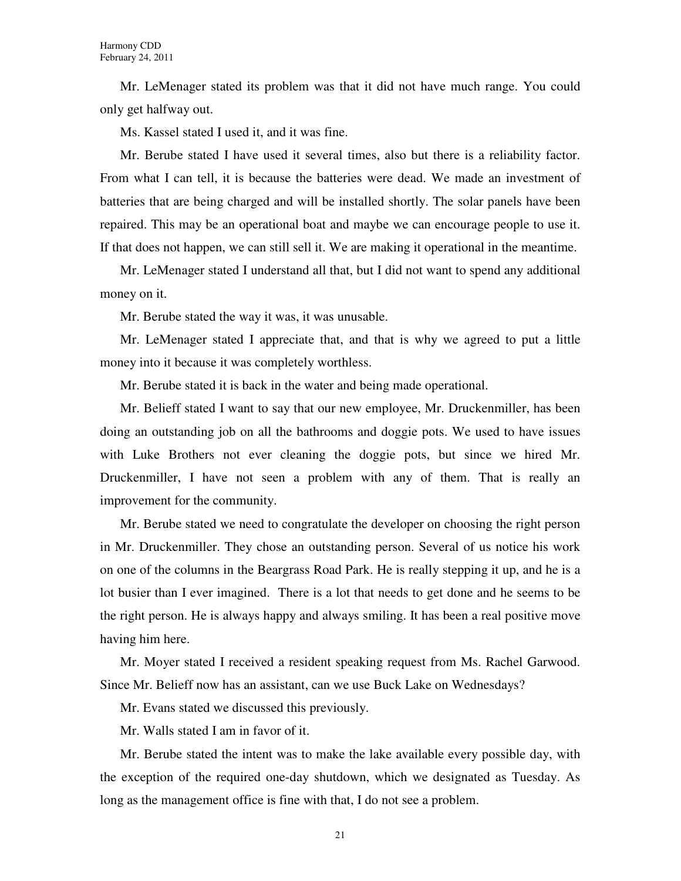Mr. LeMenager stated its problem was that it did not have much range. You could only get halfway out.

Ms. Kassel stated I used it, and it was fine.

Mr. Berube stated I have used it several times, also but there is a reliability factor. From what I can tell, it is because the batteries were dead. We made an investment of batteries that are being charged and will be installed shortly. The solar panels have been repaired. This may be an operational boat and maybe we can encourage people to use it. If that does not happen, we can still sell it. We are making it operational in the meantime.

Mr. LeMenager stated I understand all that, but I did not want to spend any additional money on it.

Mr. Berube stated the way it was, it was unusable.

Mr. LeMenager stated I appreciate that, and that is why we agreed to put a little money into it because it was completely worthless.

Mr. Berube stated it is back in the water and being made operational.

Mr. Belieff stated I want to say that our new employee, Mr. Druckenmiller, has been doing an outstanding job on all the bathrooms and doggie pots. We used to have issues with Luke Brothers not ever cleaning the doggie pots, but since we hired Mr. Druckenmiller, I have not seen a problem with any of them. That is really an improvement for the community.

Mr. Berube stated we need to congratulate the developer on choosing the right person in Mr. Druckenmiller. They chose an outstanding person. Several of us notice his work on one of the columns in the Beargrass Road Park. He is really stepping it up, and he is a lot busier than I ever imagined. There is a lot that needs to get done and he seems to be the right person. He is always happy and always smiling. It has been a real positive move having him here.

Mr. Moyer stated I received a resident speaking request from Ms. Rachel Garwood. Since Mr. Belieff now has an assistant, can we use Buck Lake on Wednesdays?

Mr. Evans stated we discussed this previously.

Mr. Walls stated I am in favor of it.

Mr. Berube stated the intent was to make the lake available every possible day, with the exception of the required one-day shutdown, which we designated as Tuesday. As long as the management office is fine with that, I do not see a problem.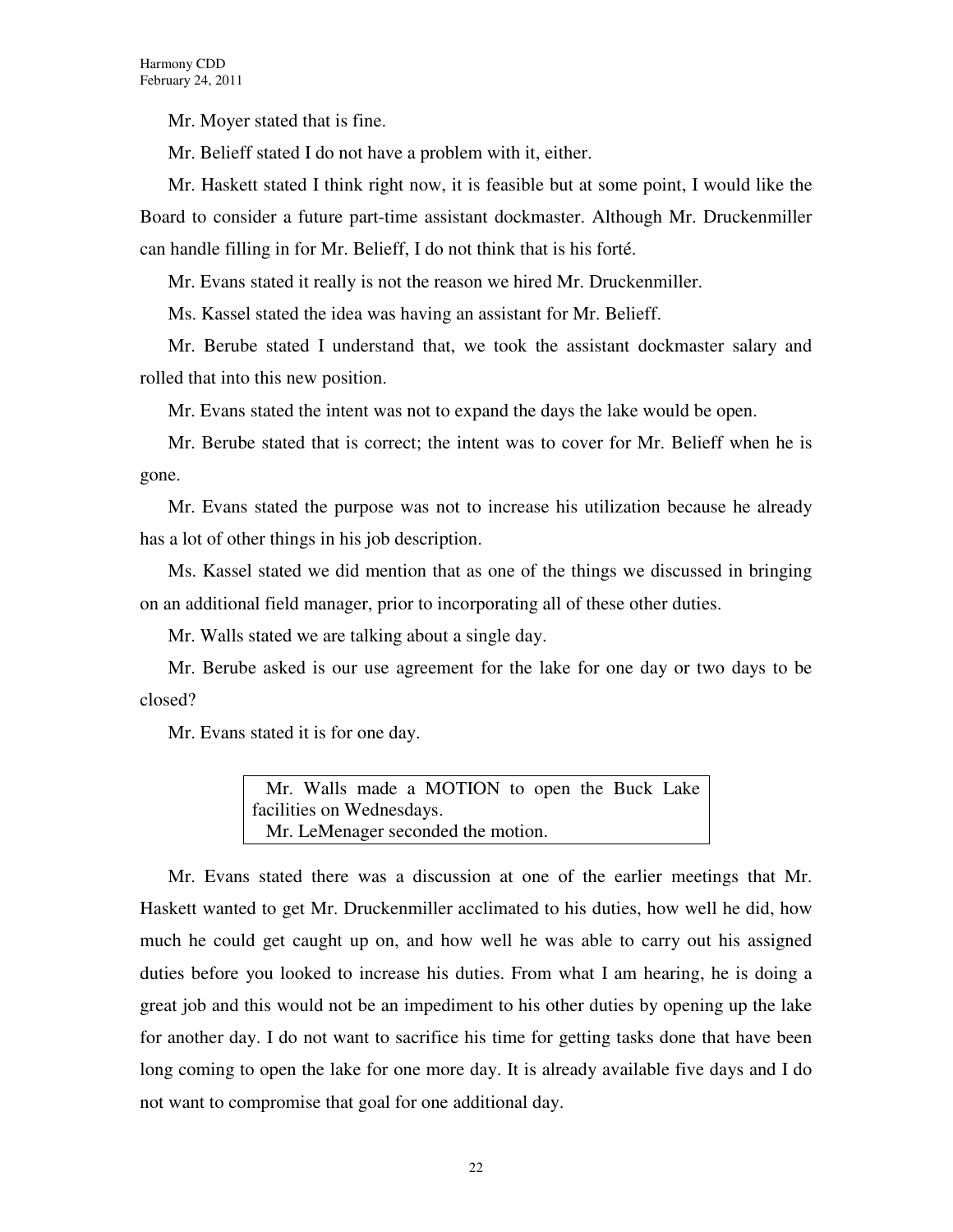Mr. Moyer stated that is fine.

Mr. Belieff stated I do not have a problem with it, either.

Mr. Haskett stated I think right now, it is feasible but at some point, I would like the Board to consider a future part-time assistant dockmaster. Although Mr. Druckenmiller can handle filling in for Mr. Belieff, I do not think that is his forté.

Mr. Evans stated it really is not the reason we hired Mr. Druckenmiller.

Ms. Kassel stated the idea was having an assistant for Mr. Belieff.

Mr. Berube stated I understand that, we took the assistant dockmaster salary and rolled that into this new position.

Mr. Evans stated the intent was not to expand the days the lake would be open.

Mr. Berube stated that is correct; the intent was to cover for Mr. Belieff when he is gone.

Mr. Evans stated the purpose was not to increase his utilization because he already has a lot of other things in his job description.

Ms. Kassel stated we did mention that as one of the things we discussed in bringing on an additional field manager, prior to incorporating all of these other duties.

Mr. Walls stated we are talking about a single day.

Mr. Berube asked is our use agreement for the lake for one day or two days to be closed?

Mr. Evans stated it is for one day.

> Mr. Walls made a MOTION to open the Buck Lake facilities on Wednesdays.
> Mr. LeMenager seconded the motion.

Mr. Evans stated there was a discussion at one of the earlier meetings that Mr. Haskett wanted to get Mr. Druckenmiller acclimated to his duties, how well he did, how much he could get caught up on, and how well he was able to carry out his assigned duties before you looked to increase his duties. From what I am hearing, he is doing a great job and this would not be an impediment to his other duties by opening up the lake for another day. I do not want to sacrifice his time for getting tasks done that have been long coming to open the lake for one more day. It is already available five days and I do not want to compromise that goal for one additional day.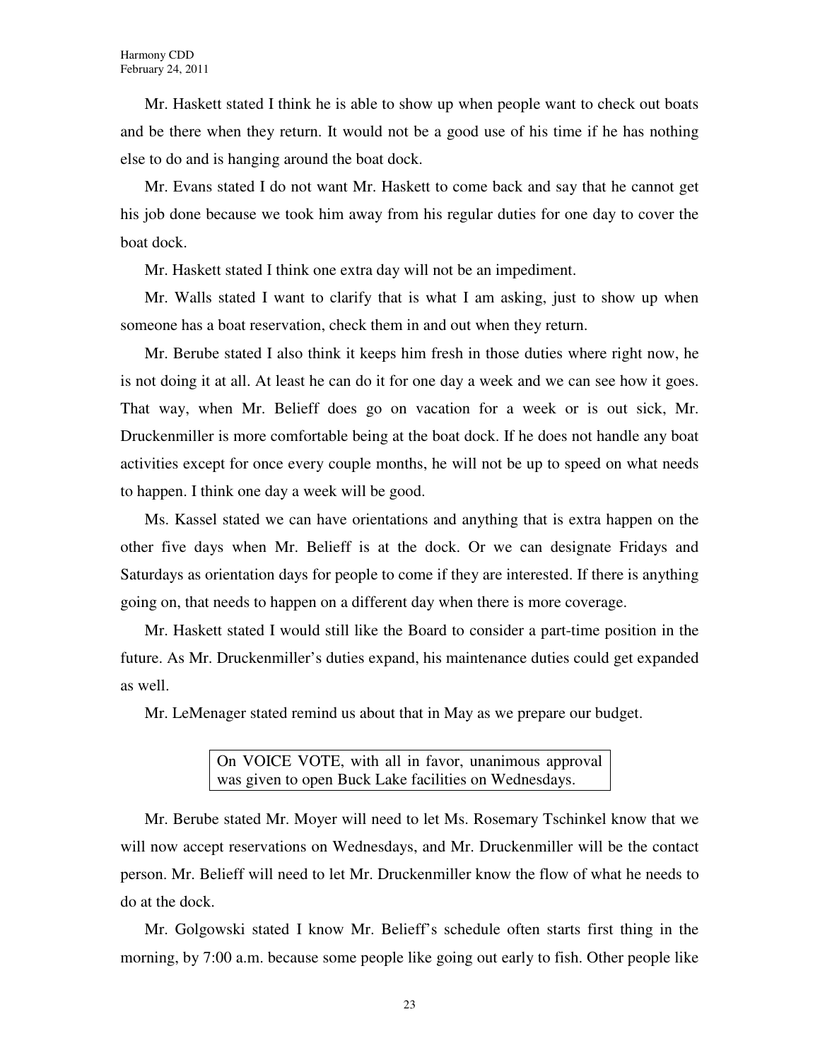Mr. Haskett stated I think he is able to show up when people want to check out boats and be there when they return. It would not be a good use of his time if he has nothing else to do and is hanging around the boat dock.

Mr. Evans stated I do not want Mr. Haskett to come back and say that he cannot get his job done because we took him away from his regular duties for one day to cover the boat dock.

Mr. Haskett stated I think one extra day will not be an impediment.

Mr. Walls stated I want to clarify that is what I am asking, just to show up when someone has a boat reservation, check them in and out when they return.

Mr. Berube stated I also think it keeps him fresh in those duties where right now, he is not doing it at all. At least he can do it for one day a week and we can see how it goes. That way, when Mr. Belieff does go on vacation for a week or is out sick, Mr. Druckenmiller is more comfortable being at the boat dock. If he does not handle any boat activities except for once every couple months, he will not be up to speed on what needs to happen. I think one day a week will be good.

Ms. Kassel stated we can have orientations and anything that is extra happen on the other five days when Mr. Belieff is at the dock. Or we can designate Fridays and Saturdays as orientation days for people to come if they are interested. If there is anything going on, that needs to happen on a different day when there is more coverage.

Mr. Haskett stated I would still like the Board to consider a part-time position in the future. As Mr. Druckenmiller's duties expand, his maintenance duties could get expanded as well.

Mr. LeMenager stated remind us about that in May as we prepare our budget.

> On VOICE VOTE, with all in favor, unanimous approval was given to open Buck Lake facilities on Wednesdays.

Mr. Berube stated Mr. Moyer will need to let Ms. Rosemary Tschinkel know that we will now accept reservations on Wednesdays, and Mr. Druckenmiller will be the contact person. Mr. Belieff will need to let Mr. Druckenmiller know the flow of what he needs to do at the dock.

Mr. Golgowski stated I know Mr. Belieff's schedule often starts first thing in the morning, by 7:00 a.m. because some people like going out early to fish. Other people like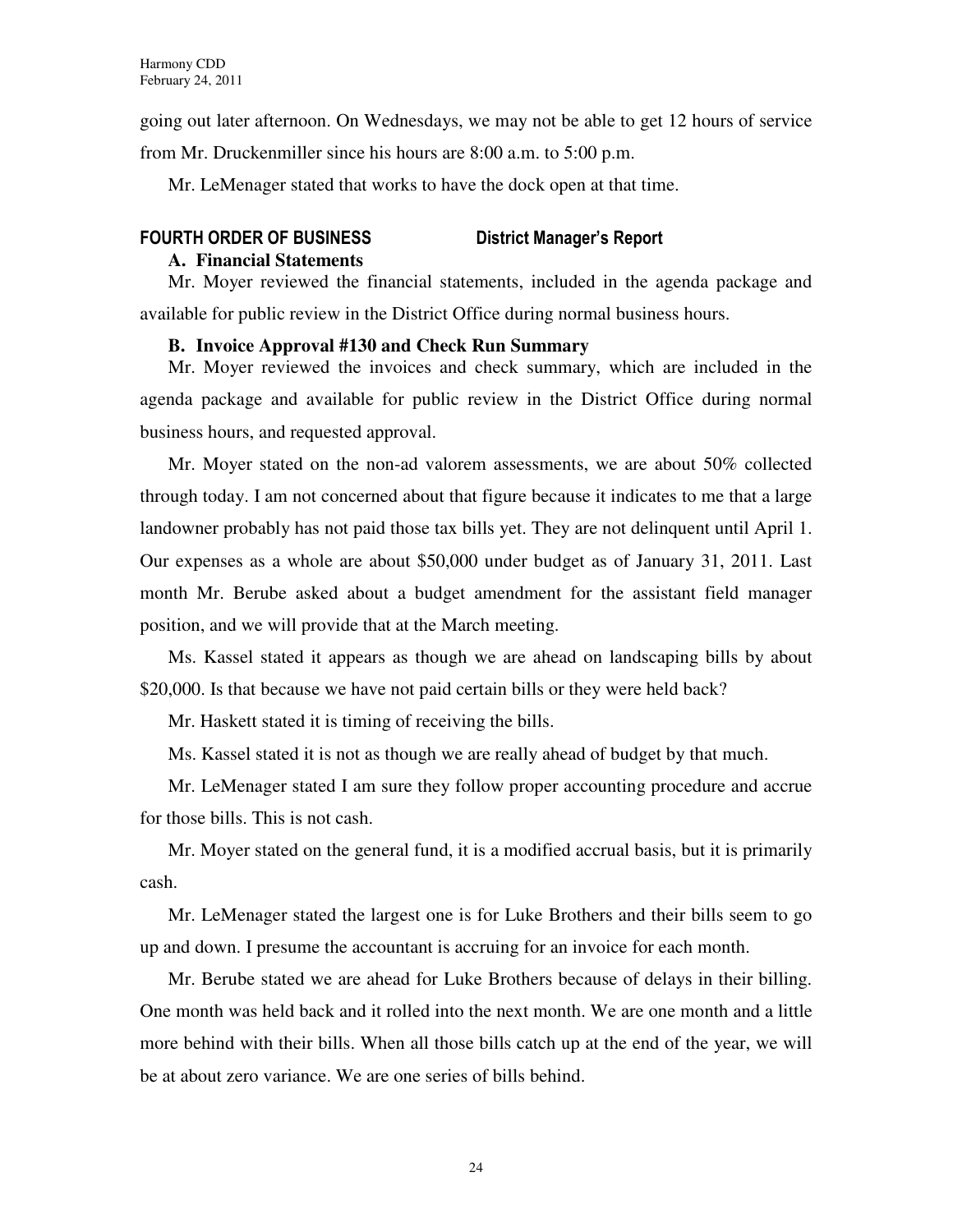going out later afternoon. On Wednesdays, we may not be able to get 12 hours of service from Mr. Druckenmiller since his hours are 8:00 a.m. to 5:00 p.m.

Mr. LeMenager stated that works to have the dock open at that time.

## FOURTH ORDER OF BUSINESS District Manager's Report

### A. Financial Statements

Mr. Moyer reviewed the financial statements, included in the agenda package and available for public review in the District Office during normal business hours.

### B. Invoice Approval #130 and Check Run Summary

Mr. Moyer reviewed the invoices and check summary, which are included in the agenda package and available for public review in the District Office during normal business hours, and requested approval.

Mr. Moyer stated on the non-ad valorem assessments, we are about 50% collected through today. I am not concerned about that figure because it indicates to me that a large landowner probably has not paid those tax bills yet. They are not delinquent until April 1. Our expenses as a whole are about $50,000 under budget as of January 31, 2011. Last month Mr. Berube asked about a budget amendment for the assistant field manager position, and we will provide that at the March meeting.

Ms. Kassel stated it appears as though we are ahead on landscaping bills by about $20,000. Is that because we have not paid certain bills or they were held back?

Mr. Haskett stated it is timing of receiving the bills.

Ms. Kassel stated it is not as though we are really ahead of budget by that much.

Mr. LeMenager stated I am sure they follow proper accounting procedure and accrue for those bills. This is not cash.

Mr. Moyer stated on the general fund, it is a modified accrual basis, but it is primarily cash.

Mr. LeMenager stated the largest one is for Luke Brothers and their bills seem to go up and down. I presume the accountant is accruing for an invoice for each month.

Mr. Berube stated we are ahead for Luke Brothers because of delays in their billing. One month was held back and it rolled into the next month. We are one month and a little more behind with their bills. When all those bills catch up at the end of the year, we will be at about zero variance. We are one series of bills behind.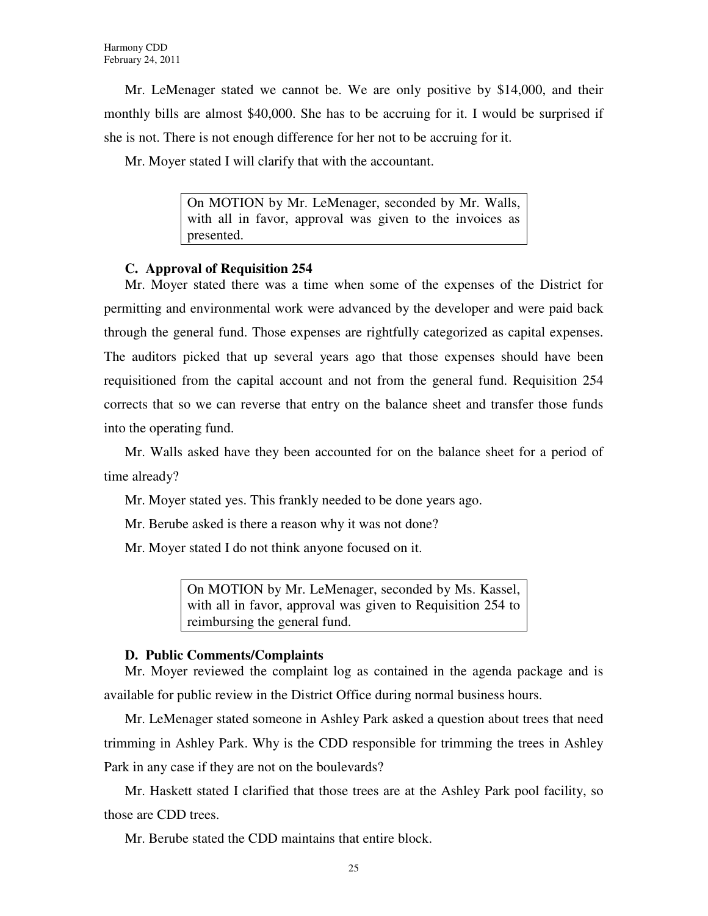Mr. LeMenager stated we cannot be. We are only positive by $14,000, and their monthly bills are almost $40,000. She has to be accruing for it. I would be surprised if she is not. There is not enough difference for her not to be accruing for it.

Mr. Moyer stated I will clarify that with the accountant.

> On MOTION by Mr. LeMenager, seconded by Mr. Walls, with all in favor, approval was given to the invoices as presented.

**C. Approval of Requisition 254**

Mr. Moyer stated there was a time when some of the expenses of the District for permitting and environmental work were advanced by the developer and were paid back through the general fund. Those expenses are rightfully categorized as capital expenses. The auditors picked that up several years ago that those expenses should have been requisitioned from the capital account and not from the general fund. Requisition 254 corrects that so we can reverse that entry on the balance sheet and transfer those funds into the operating fund.

Mr. Walls asked have they been accounted for on the balance sheet for a period of time already?

Mr. Moyer stated yes. This frankly needed to be done years ago.

Mr. Berube asked is there a reason why it was not done?

Mr. Moyer stated I do not think anyone focused on it.

> On MOTION by Mr. LeMenager, seconded by Ms. Kassel, with all in favor, approval was given to Requisition 254 to reimbursing the general fund.

**D. Public Comments/Complaints**

Mr. Moyer reviewed the complaint log as contained in the agenda package and is available for public review in the District Office during normal business hours.

Mr. LeMenager stated someone in Ashley Park asked a question about trees that need trimming in Ashley Park. Why is the CDD responsible for trimming the trees in Ashley Park in any case if they are not on the boulevards?

Mr. Haskett stated I clarified that those trees are at the Ashley Park pool facility, so those are CDD trees.

Mr. Berube stated the CDD maintains that entire block.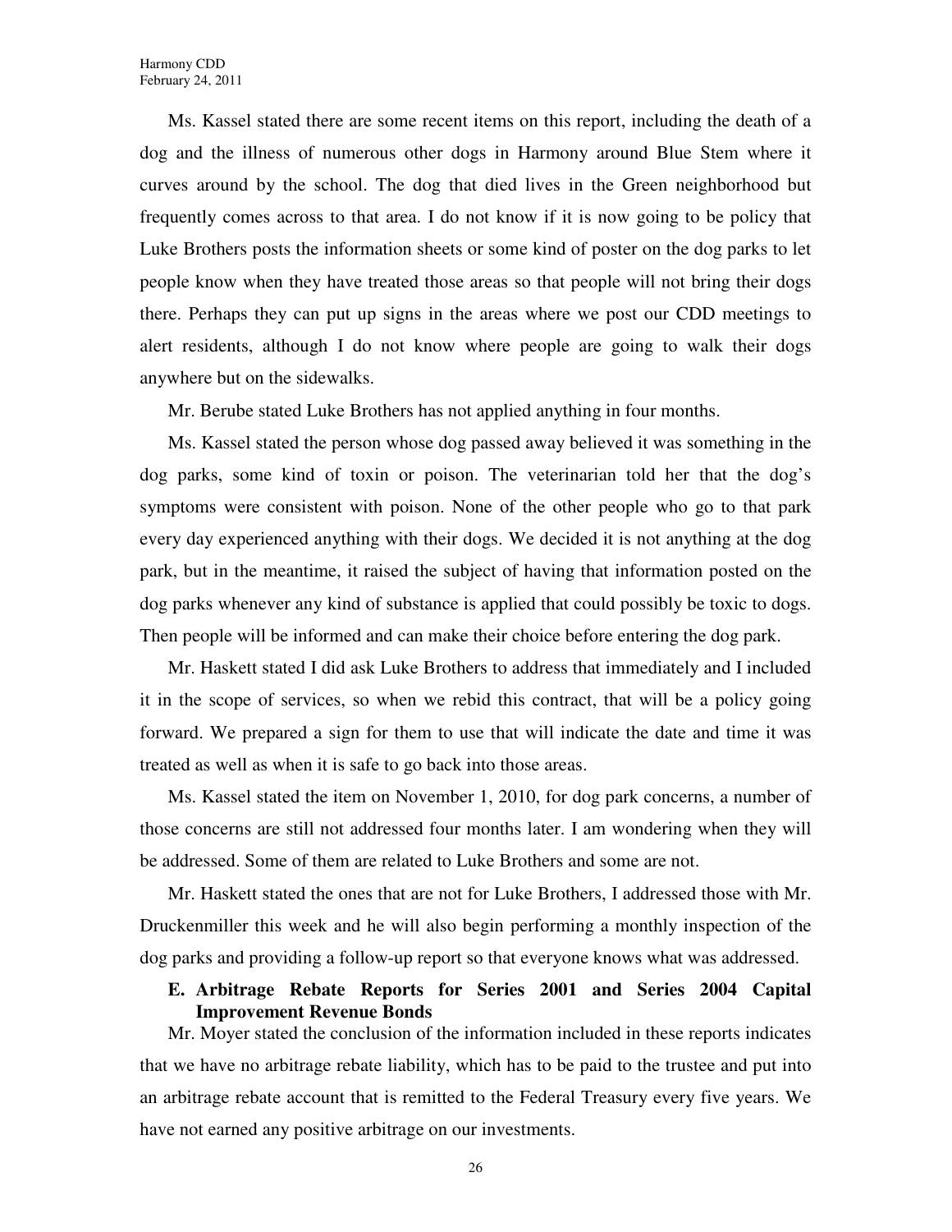Ms. Kassel stated there are some recent items on this report, including the death of a dog and the illness of numerous other dogs in Harmony around Blue Stem where it curves around by the school. The dog that died lives in the Green neighborhood but frequently comes across to that area. I do not know if it is now going to be policy that Luke Brothers posts the information sheets or some kind of poster on the dog parks to let people know when they have treated those areas so that people will not bring their dogs there. Perhaps they can put up signs in the areas where we post our CDD meetings to alert residents, although I do not know where people are going to walk their dogs anywhere but on the sidewalks.

Mr. Berube stated Luke Brothers has not applied anything in four months.

Ms. Kassel stated the person whose dog passed away believed it was something in the dog parks, some kind of toxin or poison. The veterinarian told her that the dog's symptoms were consistent with poison. None of the other people who go to that park every day experienced anything with their dogs. We decided it is not anything at the dog park, but in the meantime, it raised the subject of having that information posted on the dog parks whenever any kind of substance is applied that could possibly be toxic to dogs. Then people will be informed and can make their choice before entering the dog park.

Mr. Haskett stated I did ask Luke Brothers to address that immediately and I included it in the scope of services, so when we rebid this contract, that will be a policy going forward. We prepared a sign for them to use that will indicate the date and time it was treated as well as when it is safe to go back into those areas.

Ms. Kassel stated the item on November 1, 2010, for dog park concerns, a number of those concerns are still not addressed four months later. I am wondering when they will be addressed. Some of them are related to Luke Brothers and some are not.

Mr. Haskett stated the ones that are not for Luke Brothers, I addressed those with Mr. Druckenmiller this week and he will also begin performing a monthly inspection of the dog parks and providing a follow-up report so that everyone knows what was addressed.

**E. Arbitrage Rebate Reports for Series 2001 and Series 2004 Capital Improvement Revenue Bonds**

Mr. Moyer stated the conclusion of the information included in these reports indicates that we have no arbitrage rebate liability, which has to be paid to the trustee and put into an arbitrage rebate account that is remitted to the Federal Treasury every five years. We have not earned any positive arbitrage on our investments.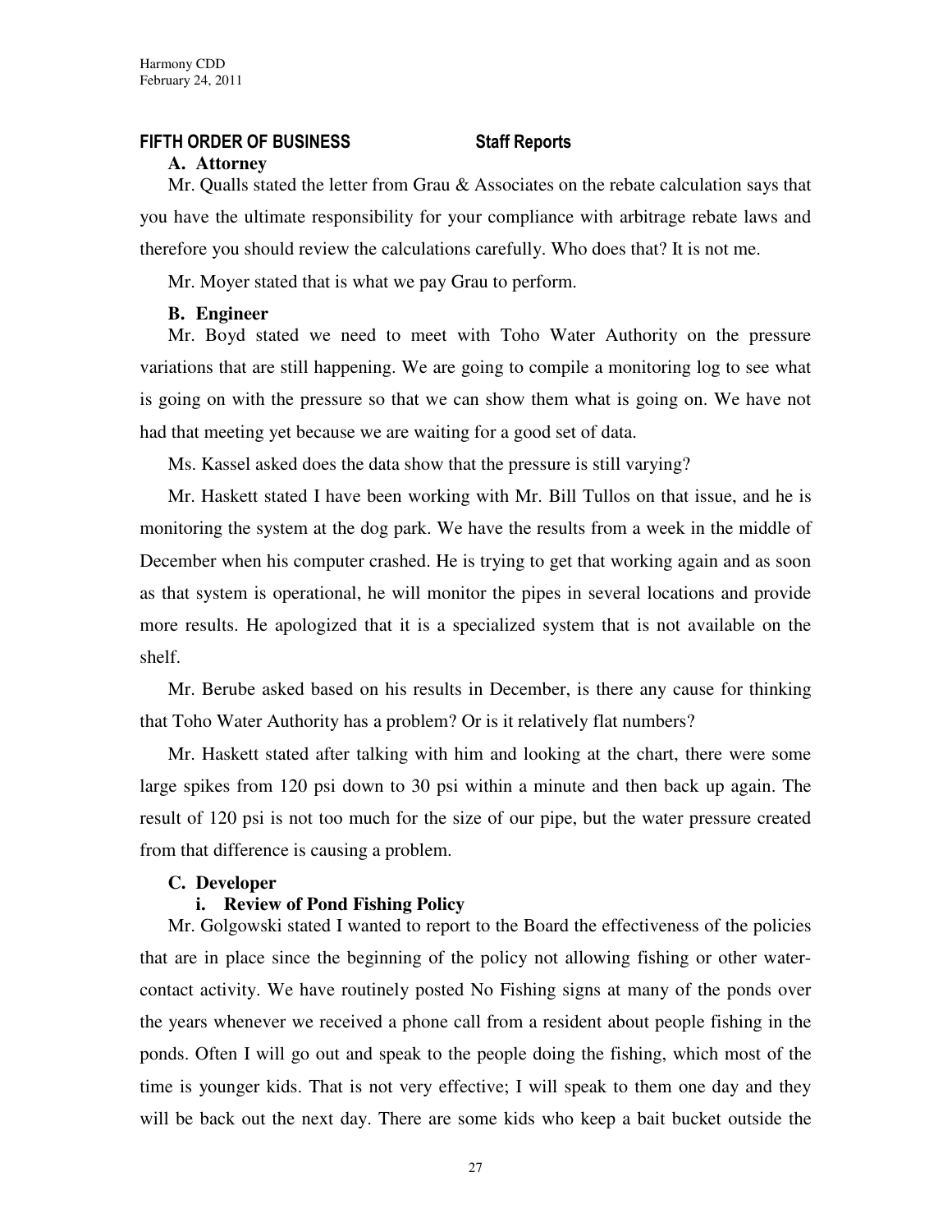## FIFTH ORDER OF BUSINESS Staff Reports

### A. Attorney

Mr. Qualls stated the letter from Grau & Associates on the rebate calculation says that you have the ultimate responsibility for your compliance with arbitrage rebate laws and therefore you should review the calculations carefully. Who does that? It is not me.

Mr. Moyer stated that is what we pay Grau to perform.

### B. Engineer

Mr. Boyd stated we need to meet with Toho Water Authority on the pressure variations that are still happening. We are going to compile a monitoring log to see what is going on with the pressure so that we can show them what is going on. We have not had that meeting yet because we are waiting for a good set of data.

Ms. Kassel asked does the data show that the pressure is still varying?

Mr. Haskett stated I have been working with Mr. Bill Tullos on that issue, and he is monitoring the system at the dog park. We have the results from a week in the middle of December when his computer crashed. He is trying to get that working again and as soon as that system is operational, he will monitor the pipes in several locations and provide more results. He apologized that it is a specialized system that is not available on the shelf.

Mr. Berube asked based on his results in December, is there any cause for thinking that Toho Water Authority has a problem? Or is it relatively flat numbers?

Mr. Haskett stated after talking with him and looking at the chart, there were some large spikes from 120 psi down to 30 psi within a minute and then back up again. The result of 120 psi is not too much for the size of our pipe, but the water pressure created from that difference is causing a problem.

### C. Developer

#### i. Review of Pond Fishing Policy

Mr. Golgowski stated I wanted to report to the Board the effectiveness of the policies that are in place since the beginning of the policy not allowing fishing or other water-contact activity. We have routinely posted No Fishing signs at many of the ponds over the years whenever we received a phone call from a resident about people fishing in the ponds. Often I will go out and speak to the people doing the fishing, which most of the time is younger kids. That is not very effective; I will speak to them one day and they will be back out the next day. There are some kids who keep a bait bucket outside the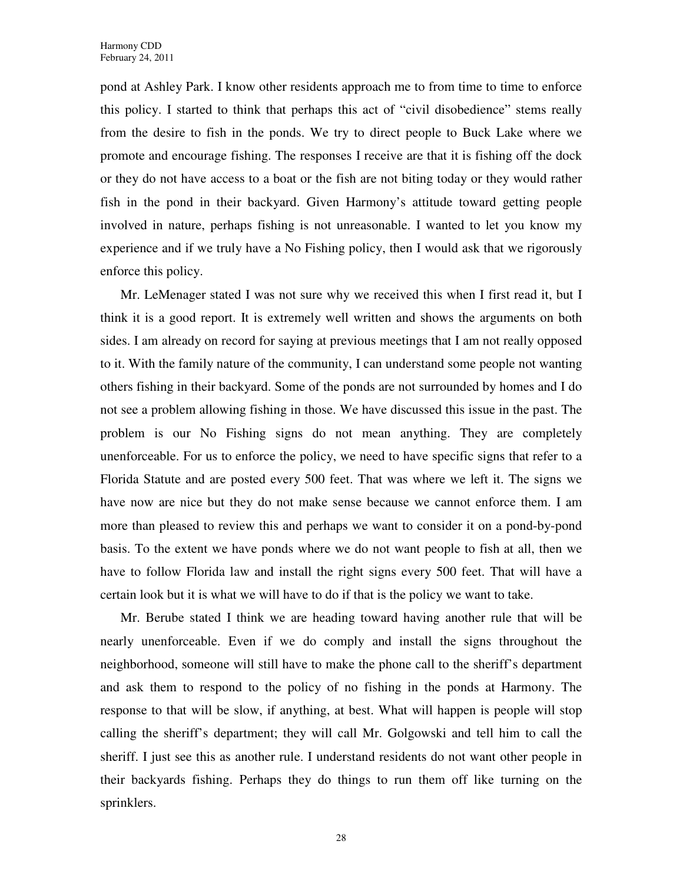pond at Ashley Park. I know other residents approach me to from time to time to enforce this policy. I started to think that perhaps this act of "civil disobedience" stems really from the desire to fish in the ponds. We try to direct people to Buck Lake where we promote and encourage fishing. The responses I receive are that it is fishing off the dock or they do not have access to a boat or the fish are not biting today or they would rather fish in the pond in their backyard. Given Harmony's attitude toward getting people involved in nature, perhaps fishing is not unreasonable. I wanted to let you know my experience and if we truly have a No Fishing policy, then I would ask that we rigorously enforce this policy.

Mr. LeMenager stated I was not sure why we received this when I first read it, but I think it is a good report. It is extremely well written and shows the arguments on both sides. I am already on record for saying at previous meetings that I am not really opposed to it. With the family nature of the community, I can understand some people not wanting others fishing in their backyard. Some of the ponds are not surrounded by homes and I do not see a problem allowing fishing in those. We have discussed this issue in the past. The problem is our No Fishing signs do not mean anything. They are completely unenforceable. For us to enforce the policy, we need to have specific signs that refer to a Florida Statute and are posted every 500 feet. That was where we left it. The signs we have now are nice but they do not make sense because we cannot enforce them. I am more than pleased to review this and perhaps we want to consider it on a pond-by-pond basis. To the extent we have ponds where we do not want people to fish at all, then we have to follow Florida law and install the right signs every 500 feet. That will have a certain look but it is what we will have to do if that is the policy we want to take.

Mr. Berube stated I think we are heading toward having another rule that will be nearly unenforceable. Even if we do comply and install the signs throughout the neighborhood, someone will still have to make the phone call to the sheriff's department and ask them to respond to the policy of no fishing in the ponds at Harmony. The response to that will be slow, if anything, at best. What will happen is people will stop calling the sheriff's department; they will call Mr. Golgowski and tell him to call the sheriff. I just see this as another rule. I understand residents do not want other people in their backyards fishing. Perhaps they do things to run them off like turning on the sprinklers.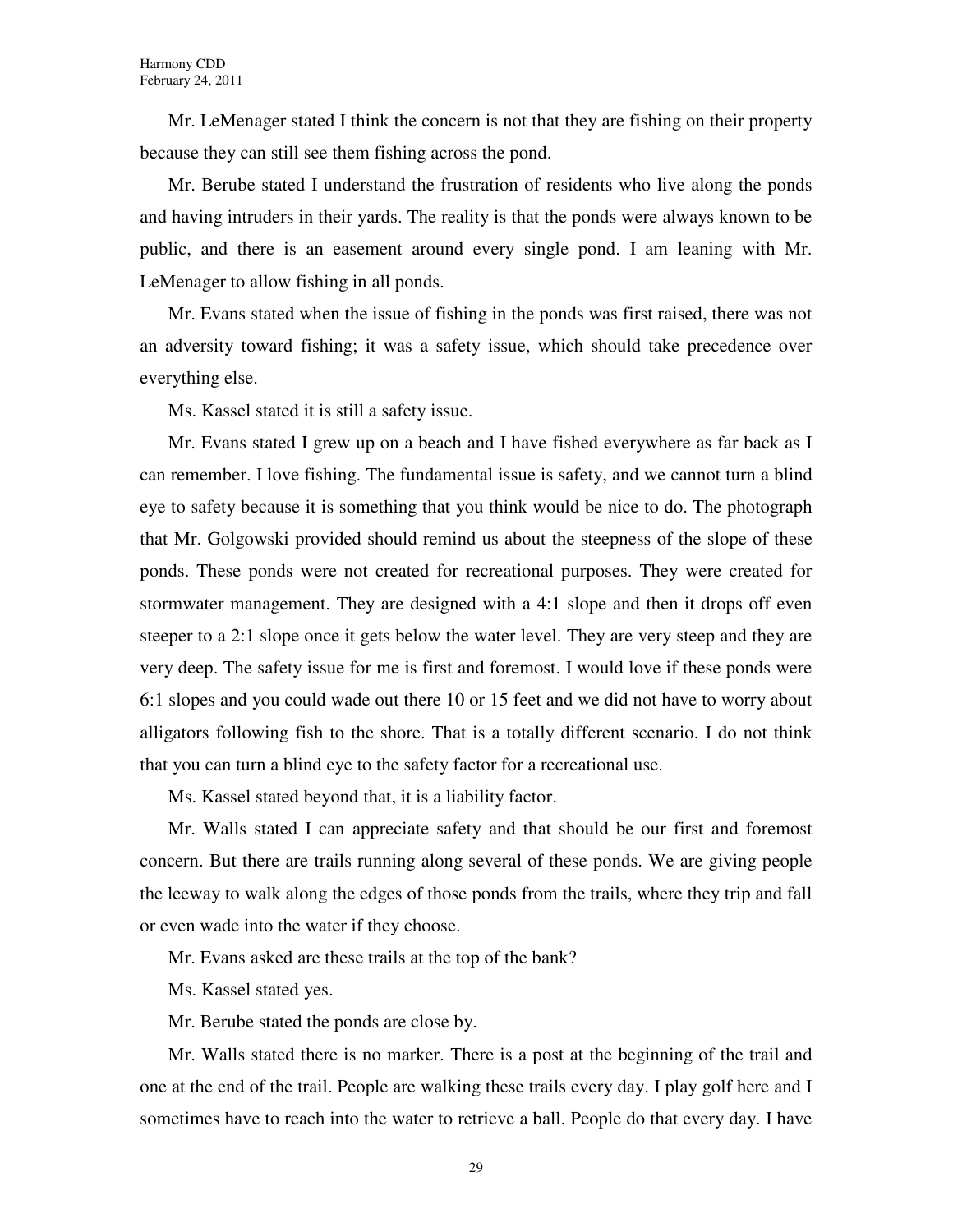Mr. LeMenager stated I think the concern is not that they are fishing on their property because they can still see them fishing across the pond.

Mr. Berube stated I understand the frustration of residents who live along the ponds and having intruders in their yards. The reality is that the ponds were always known to be public, and there is an easement around every single pond. I am leaning with Mr. LeMenager to allow fishing in all ponds.

Mr. Evans stated when the issue of fishing in the ponds was first raised, there was not an adversity toward fishing; it was a safety issue, which should take precedence over everything else.

Ms. Kassel stated it is still a safety issue.

Mr. Evans stated I grew up on a beach and I have fished everywhere as far back as I can remember. I love fishing. The fundamental issue is safety, and we cannot turn a blind eye to safety because it is something that you think would be nice to do. The photograph that Mr. Golgowski provided should remind us about the steepness of the slope of these ponds. These ponds were not created for recreational purposes. They were created for stormwater management. They are designed with a 4:1 slope and then it drops off even steeper to a 2:1 slope once it gets below the water level. They are very steep and they are very deep. The safety issue for me is first and foremost. I would love if these ponds were 6:1 slopes and you could wade out there 10 or 15 feet and we did not have to worry about alligators following fish to the shore. That is a totally different scenario. I do not think that you can turn a blind eye to the safety factor for a recreational use.

Ms. Kassel stated beyond that, it is a liability factor.

Mr. Walls stated I can appreciate safety and that should be our first and foremost concern. But there are trails running along several of these ponds. We are giving people the leeway to walk along the edges of those ponds from the trails, where they trip and fall or even wade into the water if they choose.

Mr. Evans asked are these trails at the top of the bank?

Ms. Kassel stated yes.

Mr. Berube stated the ponds are close by.

Mr. Walls stated there is no marker. There is a post at the beginning of the trail and one at the end of the trail. People are walking these trails every day. I play golf here and I sometimes have to reach into the water to retrieve a ball. People do that every day. I have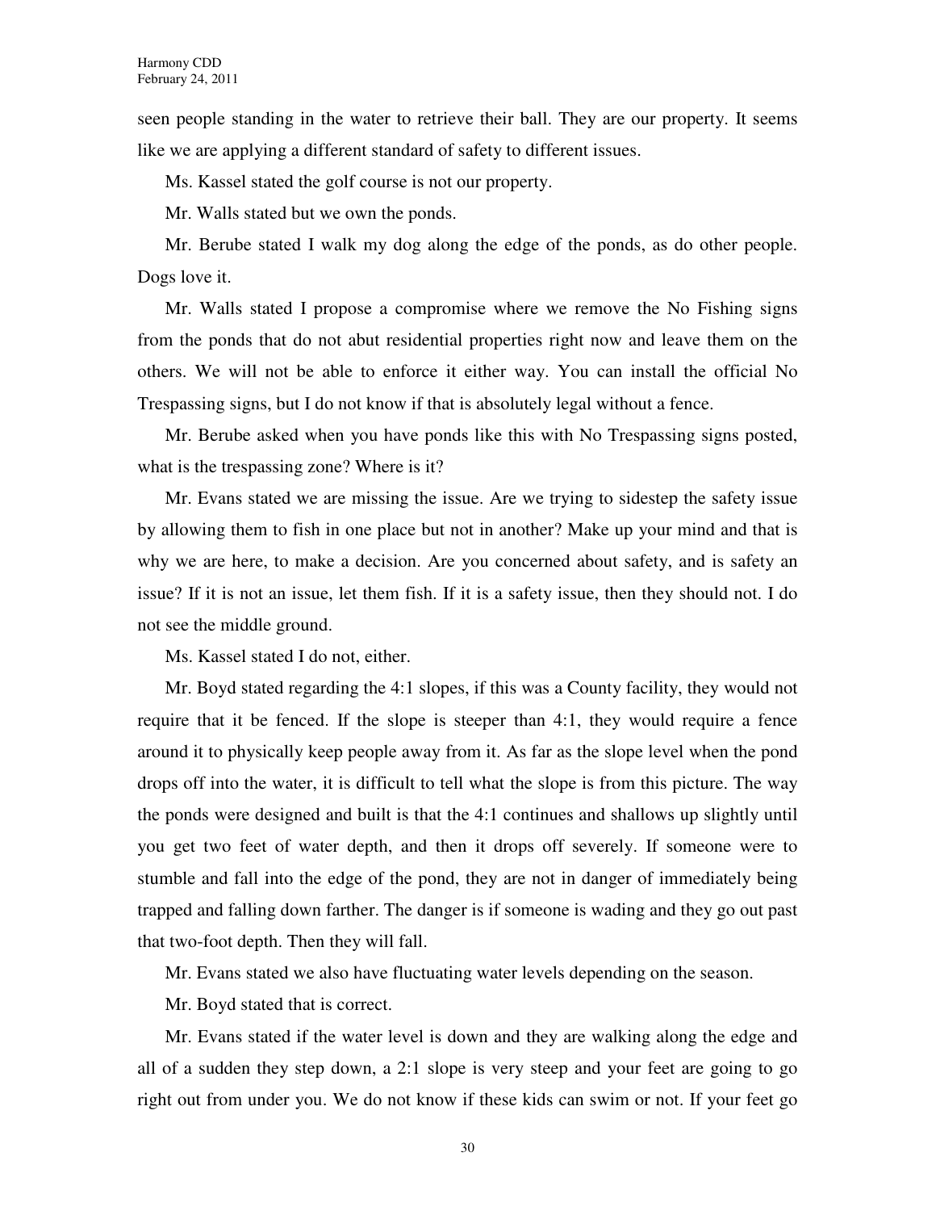seen people standing in the water to retrieve their ball. They are our property. It seems like we are applying a different standard of safety to different issues.

Ms. Kassel stated the golf course is not our property.

Mr. Walls stated but we own the ponds.

Mr. Berube stated I walk my dog along the edge of the ponds, as do other people. Dogs love it.

Mr. Walls stated I propose a compromise where we remove the No Fishing signs from the ponds that do not abut residential properties right now and leave them on the others. We will not be able to enforce it either way. You can install the official No Trespassing signs, but I do not know if that is absolutely legal without a fence.

Mr. Berube asked when you have ponds like this with No Trespassing signs posted, what is the trespassing zone? Where is it?

Mr. Evans stated we are missing the issue. Are we trying to sidestep the safety issue by allowing them to fish in one place but not in another? Make up your mind and that is why we are here, to make a decision. Are you concerned about safety, and is safety an issue? If it is not an issue, let them fish. If it is a safety issue, then they should not. I do not see the middle ground.

Ms. Kassel stated I do not, either.

Mr. Boyd stated regarding the 4:1 slopes, if this was a County facility, they would not require that it be fenced. If the slope is steeper than 4:1, they would require a fence around it to physically keep people away from it. As far as the slope level when the pond drops off into the water, it is difficult to tell what the slope is from this picture. The way the ponds were designed and built is that the 4:1 continues and shallows up slightly until you get two feet of water depth, and then it drops off severely. If someone were to stumble and fall into the edge of the pond, they are not in danger of immediately being trapped and falling down farther. The danger is if someone is wading and they go out past that two-foot depth. Then they will fall.

Mr. Evans stated we also have fluctuating water levels depending on the season.

Mr. Boyd stated that is correct.

Mr. Evans stated if the water level is down and they are walking along the edge and all of a sudden they step down, a 2:1 slope is very steep and your feet are going to go right out from under you. We do not know if these kids can swim or not. If your feet go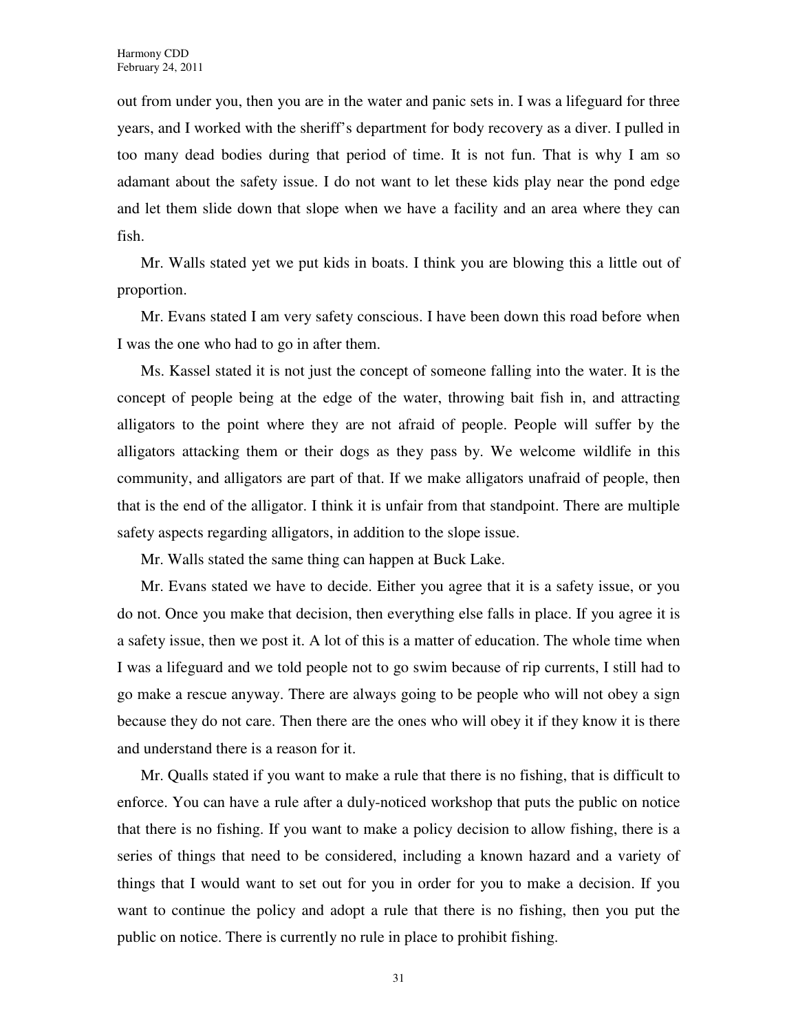out from under you, then you are in the water and panic sets in. I was a lifeguard for three years, and I worked with the sheriff's department for body recovery as a diver. I pulled in too many dead bodies during that period of time. It is not fun. That is why I am so adamant about the safety issue. I do not want to let these kids play near the pond edge and let them slide down that slope when we have a facility and an area where they can fish.

Mr. Walls stated yet we put kids in boats. I think you are blowing this a little out of proportion.

Mr. Evans stated I am very safety conscious. I have been down this road before when I was the one who had to go in after them.

Ms. Kassel stated it is not just the concept of someone falling into the water. It is the concept of people being at the edge of the water, throwing bait fish in, and attracting alligators to the point where they are not afraid of people. People will suffer by the alligators attacking them or their dogs as they pass by. We welcome wildlife in this community, and alligators are part of that. If we make alligators unafraid of people, then that is the end of the alligator. I think it is unfair from that standpoint. There are multiple safety aspects regarding alligators, in addition to the slope issue.

Mr. Walls stated the same thing can happen at Buck Lake.

Mr. Evans stated we have to decide. Either you agree that it is a safety issue, or you do not. Once you make that decision, then everything else falls in place. If you agree it is a safety issue, then we post it. A lot of this is a matter of education. The whole time when I was a lifeguard and we told people not to go swim because of rip currents, I still had to go make a rescue anyway. There are always going to be people who will not obey a sign because they do not care. Then there are the ones who will obey it if they know it is there and understand there is a reason for it.

Mr. Qualls stated if you want to make a rule that there is no fishing, that is difficult to enforce. You can have a rule after a duly-noticed workshop that puts the public on notice that there is no fishing. If you want to make a policy decision to allow fishing, there is a series of things that need to be considered, including a known hazard and a variety of things that I would want to set out for you in order for you to make a decision. If you want to continue the policy and adopt a rule that there is no fishing, then you put the public on notice. There is currently no rule in place to prohibit fishing.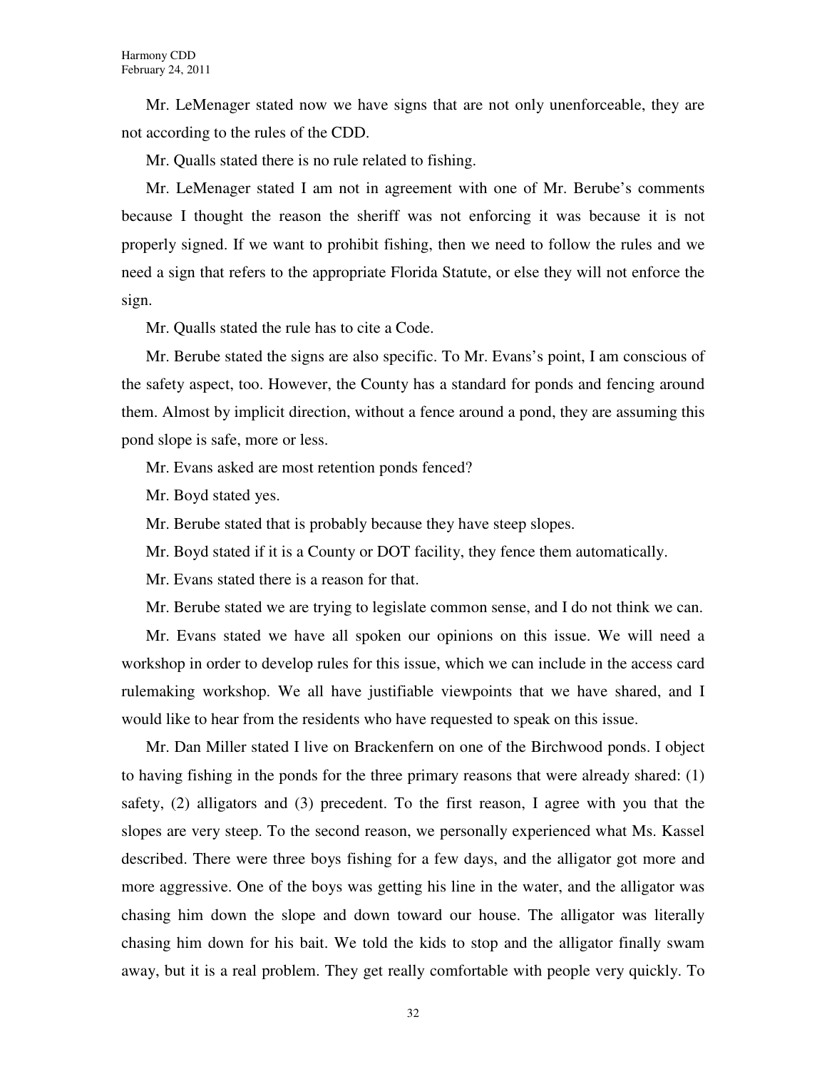Mr. LeMenager stated now we have signs that are not only unenforceable, they are not according to the rules of the CDD.

Mr. Qualls stated there is no rule related to fishing.

Mr. LeMenager stated I am not in agreement with one of Mr. Berube's comments because I thought the reason the sheriff was not enforcing it was because it is not properly signed. If we want to prohibit fishing, then we need to follow the rules and we need a sign that refers to the appropriate Florida Statute, or else they will not enforce the sign.

Mr. Qualls stated the rule has to cite a Code.

Mr. Berube stated the signs are also specific. To Mr. Evans's point, I am conscious of the safety aspect, too. However, the County has a standard for ponds and fencing around them. Almost by implicit direction, without a fence around a pond, they are assuming this pond slope is safe, more or less.

Mr. Evans asked are most retention ponds fenced?

Mr. Boyd stated yes.

Mr. Berube stated that is probably because they have steep slopes.

Mr. Boyd stated if it is a County or DOT facility, they fence them automatically.

Mr. Evans stated there is a reason for that.

Mr. Berube stated we are trying to legislate common sense, and I do not think we can.

Mr. Evans stated we have all spoken our opinions on this issue. We will need a workshop in order to develop rules for this issue, which we can include in the access card rulemaking workshop. We all have justifiable viewpoints that we have shared, and I would like to hear from the residents who have requested to speak on this issue.

Mr. Dan Miller stated I live on Brackenfern on one of the Birchwood ponds. I object to having fishing in the ponds for the three primary reasons that were already shared: (1) safety, (2) alligators and (3) precedent. To the first reason, I agree with you that the slopes are very steep. To the second reason, we personally experienced what Ms. Kassel described. There were three boys fishing for a few days, and the alligator got more and more aggressive. One of the boys was getting his line in the water, and the alligator was chasing him down the slope and down toward our house. The alligator was literally chasing him down for his bait. We told the kids to stop and the alligator finally swam away, but it is a real problem. They get really comfortable with people very quickly. To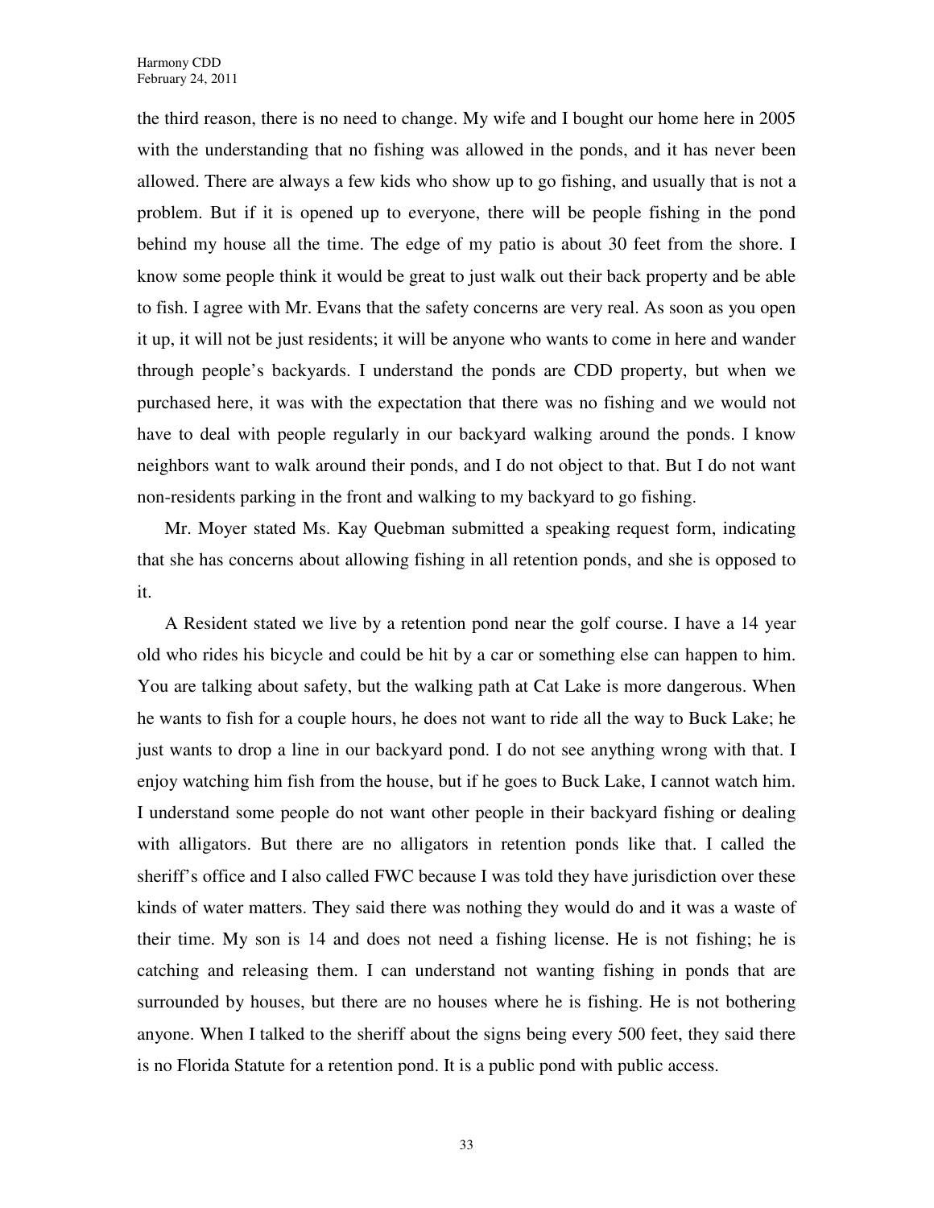the third reason, there is no need to change. My wife and I bought our home here in 2005 with the understanding that no fishing was allowed in the ponds, and it has never been allowed. There are always a few kids who show up to go fishing, and usually that is not a problem. But if it is opened up to everyone, there will be people fishing in the pond behind my house all the time. The edge of my patio is about 30 feet from the shore. I know some people think it would be great to just walk out their back property and be able to fish. I agree with Mr. Evans that the safety concerns are very real. As soon as you open it up, it will not be just residents; it will be anyone who wants to come in here and wander through people's backyards. I understand the ponds are CDD property, but when we purchased here, it was with the expectation that there was no fishing and we would not have to deal with people regularly in our backyard walking around the ponds. I know neighbors want to walk around their ponds, and I do not object to that. But I do not want non-residents parking in the front and walking to my backyard to go fishing.

Mr. Moyer stated Ms. Kay Quebman submitted a speaking request form, indicating that she has concerns about allowing fishing in all retention ponds, and she is opposed to it.

A Resident stated we live by a retention pond near the golf course. I have a 14 year old who rides his bicycle and could be hit by a car or something else can happen to him. You are talking about safety, but the walking path at Cat Lake is more dangerous. When he wants to fish for a couple hours, he does not want to ride all the way to Buck Lake; he just wants to drop a line in our backyard pond. I do not see anything wrong with that. I enjoy watching him fish from the house, but if he goes to Buck Lake, I cannot watch him. I understand some people do not want other people in their backyard fishing or dealing with alligators. But there are no alligators in retention ponds like that. I called the sheriff's office and I also called FWC because I was told they have jurisdiction over these kinds of water matters. They said there was nothing they would do and it was a waste of their time. My son is 14 and does not need a fishing license. He is not fishing; he is catching and releasing them. I can understand not wanting fishing in ponds that are surrounded by houses, but there are no houses where he is fishing. He is not bothering anyone. When I talked to the sheriff about the signs being every 500 feet, they said there is no Florida Statute for a retention pond. It is a public pond with public access.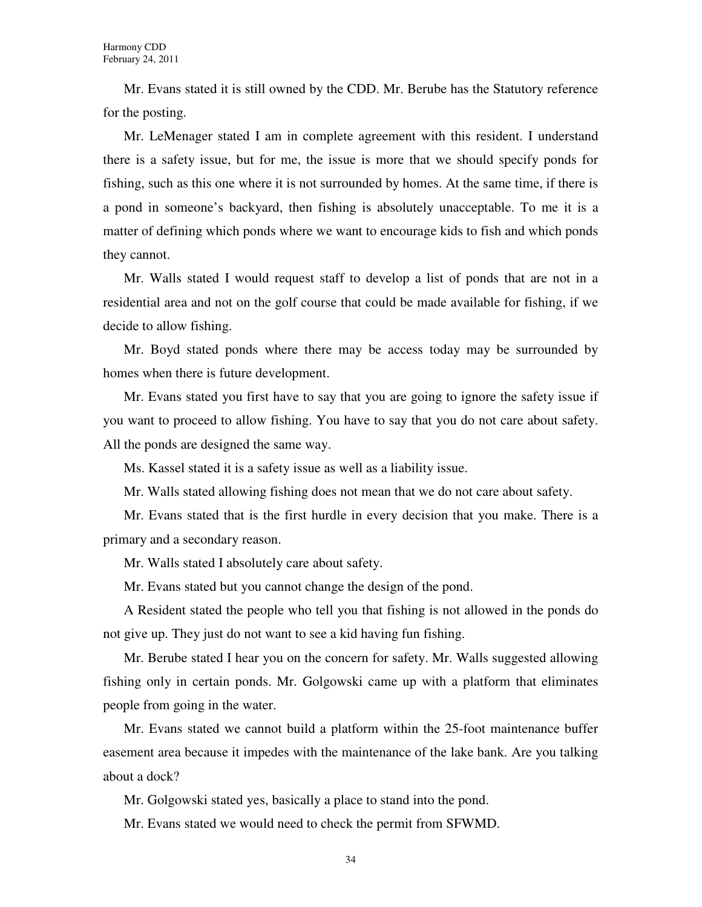Mr. Evans stated it is still owned by the CDD. Mr. Berube has the Statutory reference for the posting.

Mr. LeMenager stated I am in complete agreement with this resident. I understand there is a safety issue, but for me, the issue is more that we should specify ponds for fishing, such as this one where it is not surrounded by homes. At the same time, if there is a pond in someone's backyard, then fishing is absolutely unacceptable. To me it is a matter of defining which ponds where we want to encourage kids to fish and which ponds they cannot.

Mr. Walls stated I would request staff to develop a list of ponds that are not in a residential area and not on the golf course that could be made available for fishing, if we decide to allow fishing.

Mr. Boyd stated ponds where there may be access today may be surrounded by homes when there is future development.

Mr. Evans stated you first have to say that you are going to ignore the safety issue if you want to proceed to allow fishing. You have to say that you do not care about safety. All the ponds are designed the same way.

Ms. Kassel stated it is a safety issue as well as a liability issue.

Mr. Walls stated allowing fishing does not mean that we do not care about safety.

Mr. Evans stated that is the first hurdle in every decision that you make. There is a primary and a secondary reason.

Mr. Walls stated I absolutely care about safety.

Mr. Evans stated but you cannot change the design of the pond.

A Resident stated the people who tell you that fishing is not allowed in the ponds do not give up. They just do not want to see a kid having fun fishing.

Mr. Berube stated I hear you on the concern for safety. Mr. Walls suggested allowing fishing only in certain ponds. Mr. Golgowski came up with a platform that eliminates people from going in the water.

Mr. Evans stated we cannot build a platform within the 25-foot maintenance buffer easement area because it impedes with the maintenance of the lake bank. Are you talking about a dock?

Mr. Golgowski stated yes, basically a place to stand into the pond.

Mr. Evans stated we would need to check the permit from SFWMD.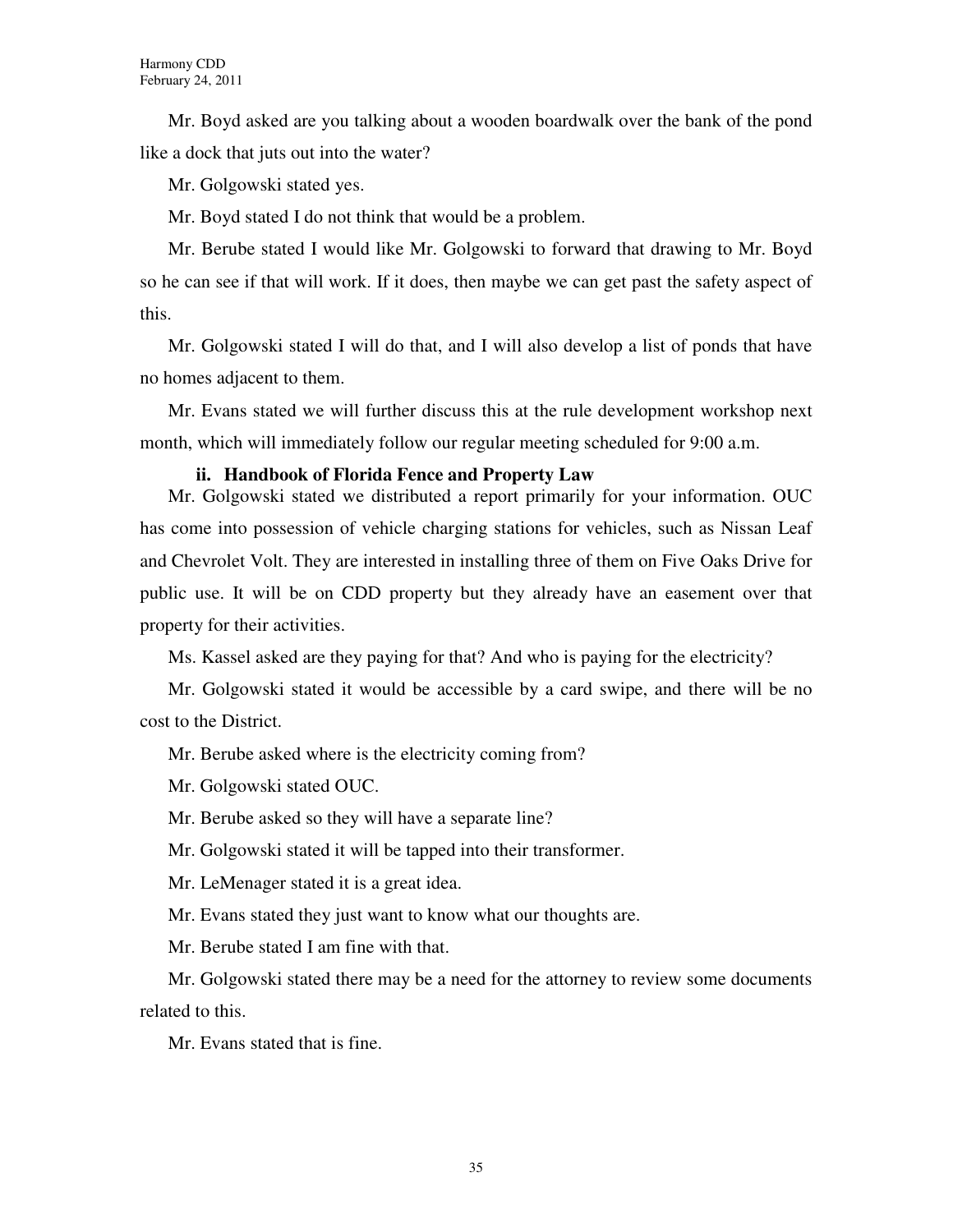Mr. Boyd asked are you talking about a wooden boardwalk over the bank of the pond like a dock that juts out into the water?

Mr. Golgowski stated yes.

Mr. Boyd stated I do not think that would be a problem.

Mr. Berube stated I would like Mr. Golgowski to forward that drawing to Mr. Boyd so he can see if that will work. If it does, then maybe we can get past the safety aspect of this.

Mr. Golgowski stated I will do that, and I will also develop a list of ponds that have no homes adjacent to them.

Mr. Evans stated we will further discuss this at the rule development workshop next month, which will immediately follow our regular meeting scheduled for 9:00 a.m.

### ii. Handbook of Florida Fence and Property Law

Mr. Golgowski stated we distributed a report primarily for your information. OUC has come into possession of vehicle charging stations for vehicles, such as Nissan Leaf and Chevrolet Volt. They are interested in installing three of them on Five Oaks Drive for public use. It will be on CDD property but they already have an easement over that property for their activities.

Ms. Kassel asked are they paying for that? And who is paying for the electricity?

Mr. Golgowski stated it would be accessible by a card swipe, and there will be no cost to the District.

Mr. Berube asked where is the electricity coming from?

Mr. Golgowski stated OUC.

Mr. Berube asked so they will have a separate line?

Mr. Golgowski stated it will be tapped into their transformer.

Mr. LeMenager stated it is a great idea.

Mr. Evans stated they just want to know what our thoughts are.

Mr. Berube stated I am fine with that.

Mr. Golgowski stated there may be a need for the attorney to review some documents related to this.

Mr. Evans stated that is fine.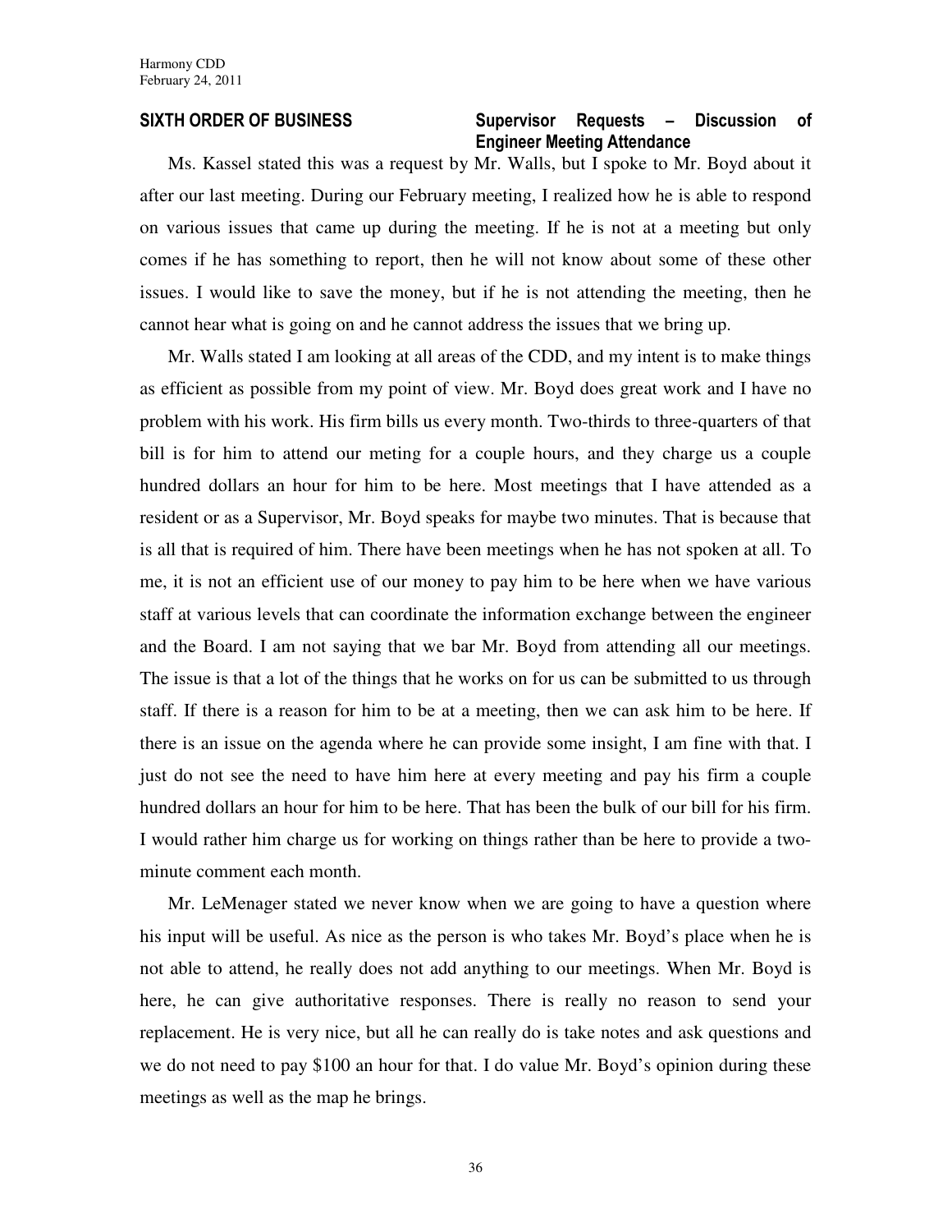**SIXTH ORDER OF BUSINESS** **Supervisor Requests – Discussion of Engineer Meeting Attendance**

Ms. Kassel stated this was a request by Mr. Walls, but I spoke to Mr. Boyd about it after our last meeting. During our February meeting, I realized how he is able to respond on various issues that came up during the meeting. If he is not at a meeting but only comes if he has something to report, then he will not know about some of these other issues. I would like to save the money, but if he is not attending the meeting, then he cannot hear what is going on and he cannot address the issues that we bring up.

Mr. Walls stated I am looking at all areas of the CDD, and my intent is to make things as efficient as possible from my point of view. Mr. Boyd does great work and I have no problem with his work. His firm bills us every month. Two-thirds to three-quarters of that bill is for him to attend our meting for a couple hours, and they charge us a couple hundred dollars an hour for him to be here. Most meetings that I have attended as a resident or as a Supervisor, Mr. Boyd speaks for maybe two minutes. That is because that is all that is required of him. There have been meetings when he has not spoken at all. To me, it is not an efficient use of our money to pay him to be here when we have various staff at various levels that can coordinate the information exchange between the engineer and the Board. I am not saying that we bar Mr. Boyd from attending all our meetings. The issue is that a lot of the things that he works on for us can be submitted to us through staff. If there is a reason for him to be at a meeting, then we can ask him to be here. If there is an issue on the agenda where he can provide some insight, I am fine with that. I just do not see the need to have him here at every meeting and pay his firm a couple hundred dollars an hour for him to be here. That has been the bulk of our bill for his firm. I would rather him charge us for working on things rather than be here to provide a two-minute comment each month.

Mr. LeMenager stated we never know when we are going to have a question where his input will be useful. As nice as the person is who takes Mr. Boyd's place when he is not able to attend, he really does not add anything to our meetings. When Mr. Boyd is here, he can give authoritative responses. There is really no reason to send your replacement. He is very nice, but all he can really do is take notes and ask questions and we do not need to pay $100 an hour for that. I do value Mr. Boyd's opinion during these meetings as well as the map he brings.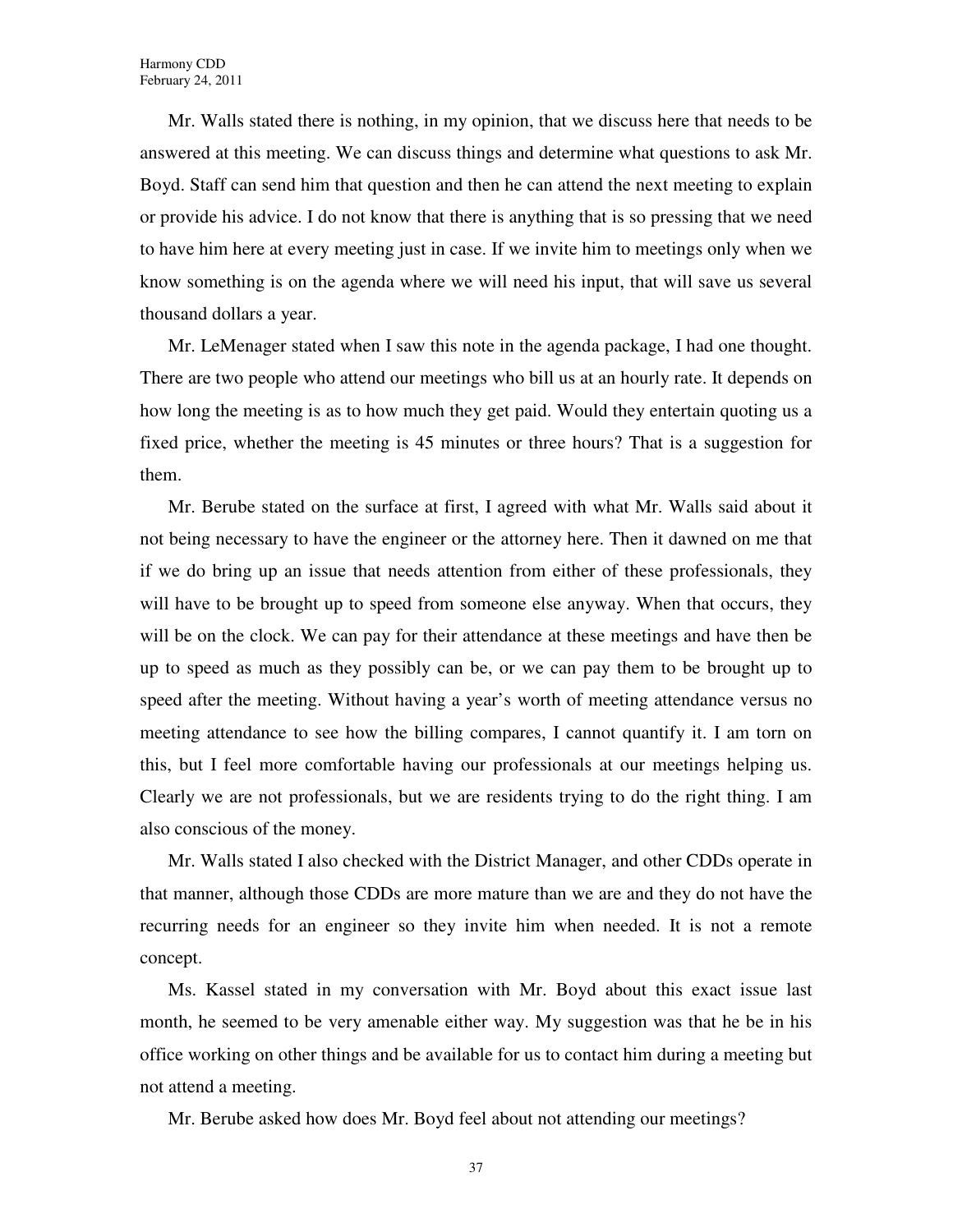Mr. Walls stated there is nothing, in my opinion, that we discuss here that needs to be answered at this meeting. We can discuss things and determine what questions to ask Mr. Boyd. Staff can send him that question and then he can attend the next meeting to explain or provide his advice. I do not know that there is anything that is so pressing that we need to have him here at every meeting just in case. If we invite him to meetings only when we know something is on the agenda where we will need his input, that will save us several thousand dollars a year.

Mr. LeMenager stated when I saw this note in the agenda package, I had one thought. There are two people who attend our meetings who bill us at an hourly rate. It depends on how long the meeting is as to how much they get paid. Would they entertain quoting us a fixed price, whether the meeting is 45 minutes or three hours? That is a suggestion for them.

Mr. Berube stated on the surface at first, I agreed with what Mr. Walls said about it not being necessary to have the engineer or the attorney here. Then it dawned on me that if we do bring up an issue that needs attention from either of these professionals, they will have to be brought up to speed from someone else anyway. When that occurs, they will be on the clock. We can pay for their attendance at these meetings and have then be up to speed as much as they possibly can be, or we can pay them to be brought up to speed after the meeting. Without having a year's worth of meeting attendance versus no meeting attendance to see how the billing compares, I cannot quantify it. I am torn on this, but I feel more comfortable having our professionals at our meetings helping us. Clearly we are not professionals, but we are residents trying to do the right thing. I am also conscious of the money.

Mr. Walls stated I also checked with the District Manager, and other CDDs operate in that manner, although those CDDs are more mature than we are and they do not have the recurring needs for an engineer so they invite him when needed. It is not a remote concept.

Ms. Kassel stated in my conversation with Mr. Boyd about this exact issue last month, he seemed to be very amenable either way. My suggestion was that he be in his office working on other things and be available for us to contact him during a meeting but not attend a meeting.

Mr. Berube asked how does Mr. Boyd feel about not attending our meetings?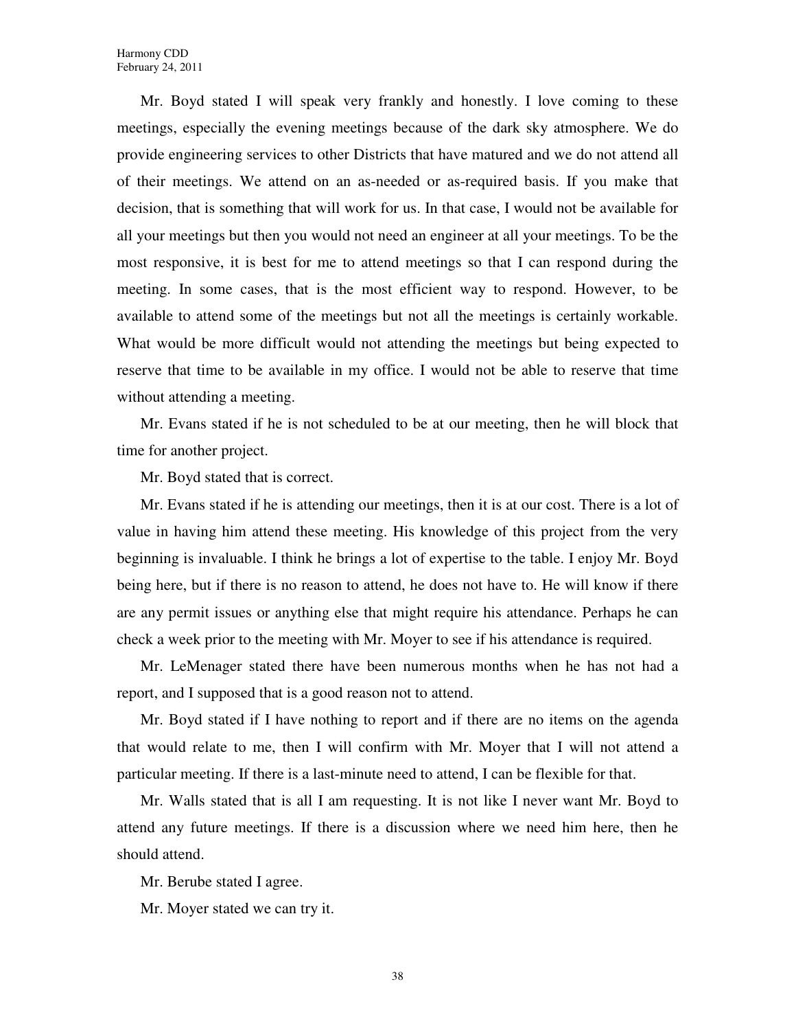Mr. Boyd stated I will speak very frankly and honestly. I love coming to these meetings, especially the evening meetings because of the dark sky atmosphere. We do provide engineering services to other Districts that have matured and we do not attend all of their meetings. We attend on an as-needed or as-required basis. If you make that decision, that is something that will work for us. In that case, I would not be available for all your meetings but then you would not need an engineer at all your meetings. To be the most responsive, it is best for me to attend meetings so that I can respond during the meeting. In some cases, that is the most efficient way to respond. However, to be available to attend some of the meetings but not all the meetings is certainly workable. What would be more difficult would not attending the meetings but being expected to reserve that time to be available in my office. I would not be able to reserve that time without attending a meeting.

Mr. Evans stated if he is not scheduled to be at our meeting, then he will block that time for another project.

Mr. Boyd stated that is correct.

Mr. Evans stated if he is attending our meetings, then it is at our cost. There is a lot of value in having him attend these meeting. His knowledge of this project from the very beginning is invaluable. I think he brings a lot of expertise to the table. I enjoy Mr. Boyd being here, but if there is no reason to attend, he does not have to. He will know if there are any permit issues or anything else that might require his attendance. Perhaps he can check a week prior to the meeting with Mr. Moyer to see if his attendance is required.

Mr. LeMenager stated there have been numerous months when he has not had a report, and I supposed that is a good reason not to attend.

Mr. Boyd stated if I have nothing to report and if there are no items on the agenda that would relate to me, then I will confirm with Mr. Moyer that I will not attend a particular meeting. If there is a last-minute need to attend, I can be flexible for that.

Mr. Walls stated that is all I am requesting. It is not like I never want Mr. Boyd to attend any future meetings. If there is a discussion where we need him here, then he should attend.

Mr. Berube stated I agree.

Mr. Moyer stated we can try it.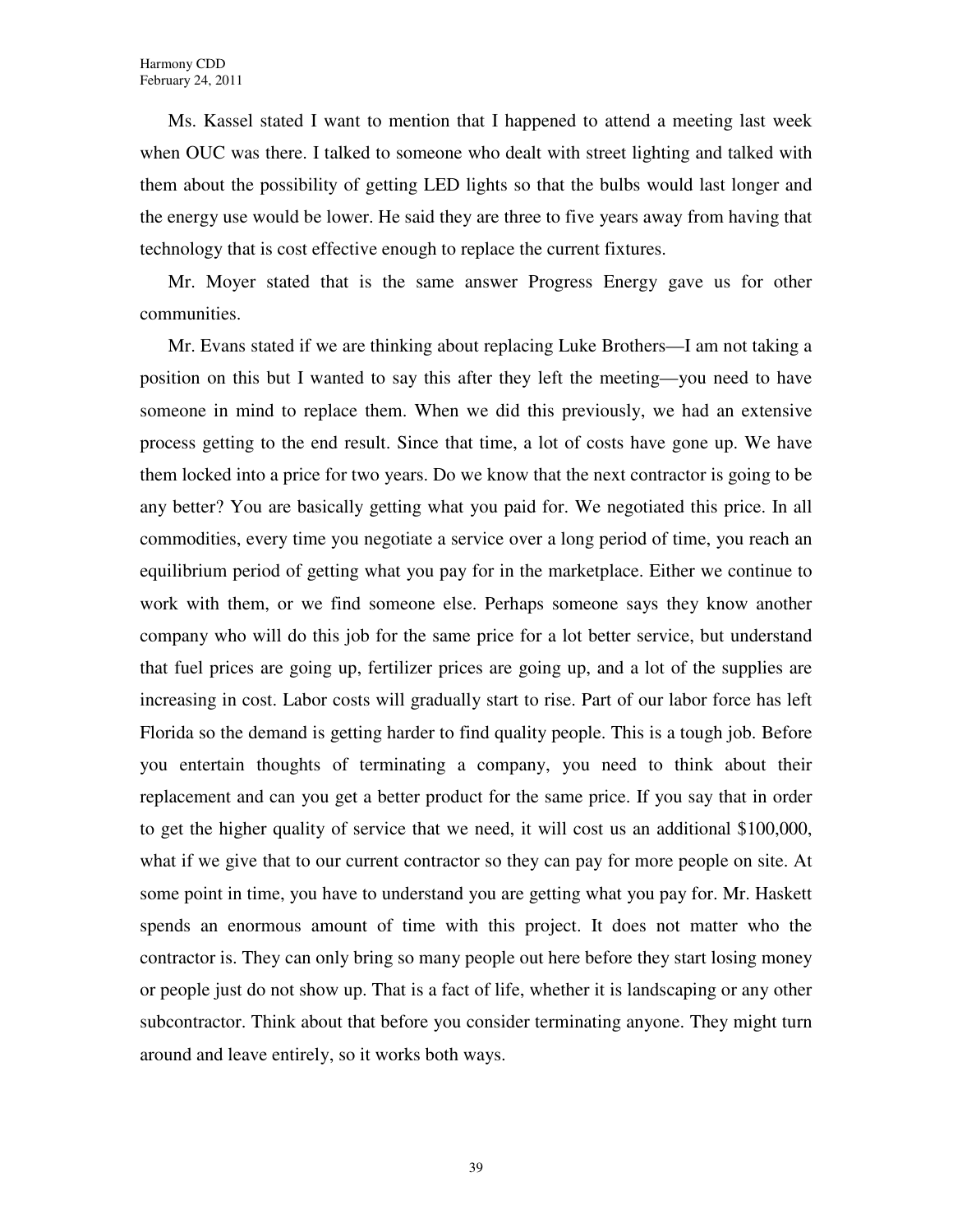Ms. Kassel stated I want to mention that I happened to attend a meeting last week when OUC was there. I talked to someone who dealt with street lighting and talked with them about the possibility of getting LED lights so that the bulbs would last longer and the energy use would be lower. He said they are three to five years away from having that technology that is cost effective enough to replace the current fixtures.

Mr. Moyer stated that is the same answer Progress Energy gave us for other communities.

Mr. Evans stated if we are thinking about replacing Luke Brothers—I am not taking a position on this but I wanted to say this after they left the meeting—you need to have someone in mind to replace them. When we did this previously, we had an extensive process getting to the end result. Since that time, a lot of costs have gone up. We have them locked into a price for two years. Do we know that the next contractor is going to be any better? You are basically getting what you paid for. We negotiated this price. In all commodities, every time you negotiate a service over a long period of time, you reach an equilibrium period of getting what you pay for in the marketplace. Either we continue to work with them, or we find someone else. Perhaps someone says they know another company who will do this job for the same price for a lot better service, but understand that fuel prices are going up, fertilizer prices are going up, and a lot of the supplies are increasing in cost. Labor costs will gradually start to rise. Part of our labor force has left Florida so the demand is getting harder to find quality people. This is a tough job. Before you entertain thoughts of terminating a company, you need to think about their replacement and can you get a better product for the same price. If you say that in order to get the higher quality of service that we need, it will cost us an additional $100,000, what if we give that to our current contractor so they can pay for more people on site. At some point in time, you have to understand you are getting what you pay for. Mr. Haskett spends an enormous amount of time with this project. It does not matter who the contractor is. They can only bring so many people out here before they start losing money or people just do not show up. That is a fact of life, whether it is landscaping or any other subcontractor. Think about that before you consider terminating anyone. They might turn around and leave entirely, so it works both ways.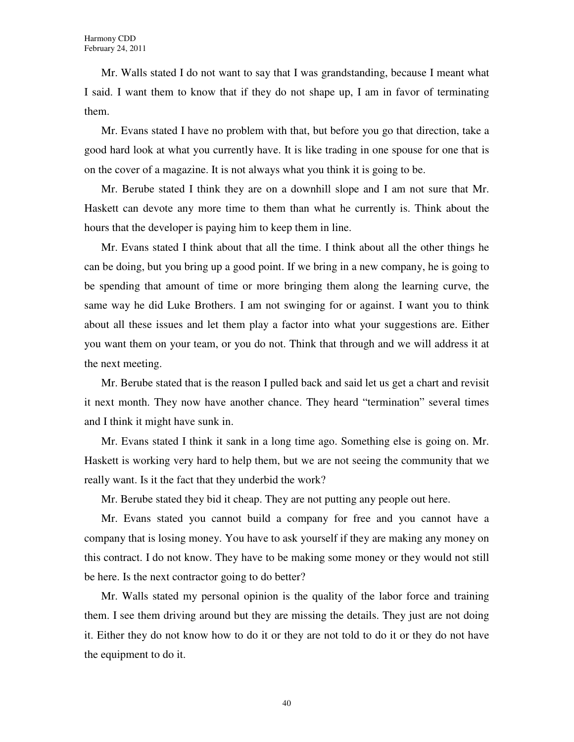Mr. Walls stated I do not want to say that I was grandstanding, because I meant what I said. I want them to know that if they do not shape up, I am in favor of terminating them.

Mr. Evans stated I have no problem with that, but before you go that direction, take a good hard look at what you currently have. It is like trading in one spouse for one that is on the cover of a magazine. It is not always what you think it is going to be.

Mr. Berube stated I think they are on a downhill slope and I am not sure that Mr. Haskett can devote any more time to them than what he currently is. Think about the hours that the developer is paying him to keep them in line.

Mr. Evans stated I think about that all the time. I think about all the other things he can be doing, but you bring up a good point. If we bring in a new company, he is going to be spending that amount of time or more bringing them along the learning curve, the same way he did Luke Brothers. I am not swinging for or against. I want you to think about all these issues and let them play a factor into what your suggestions are. Either you want them on your team, or you do not. Think that through and we will address it at the next meeting.

Mr. Berube stated that is the reason I pulled back and said let us get a chart and revisit it next month. They now have another chance. They heard "termination" several times and I think it might have sunk in.

Mr. Evans stated I think it sank in a long time ago. Something else is going on. Mr. Haskett is working very hard to help them, but we are not seeing the community that we really want. Is it the fact that they underbid the work?

Mr. Berube stated they bid it cheap. They are not putting any people out here.

Mr. Evans stated you cannot build a company for free and you cannot have a company that is losing money. You have to ask yourself if they are making any money on this contract. I do not know. They have to be making some money or they would not still be here. Is the next contractor going to do better?

Mr. Walls stated my personal opinion is the quality of the labor force and training them. I see them driving around but they are missing the details. They just are not doing it. Either they do not know how to do it or they are not told to do it or they do not have the equipment to do it.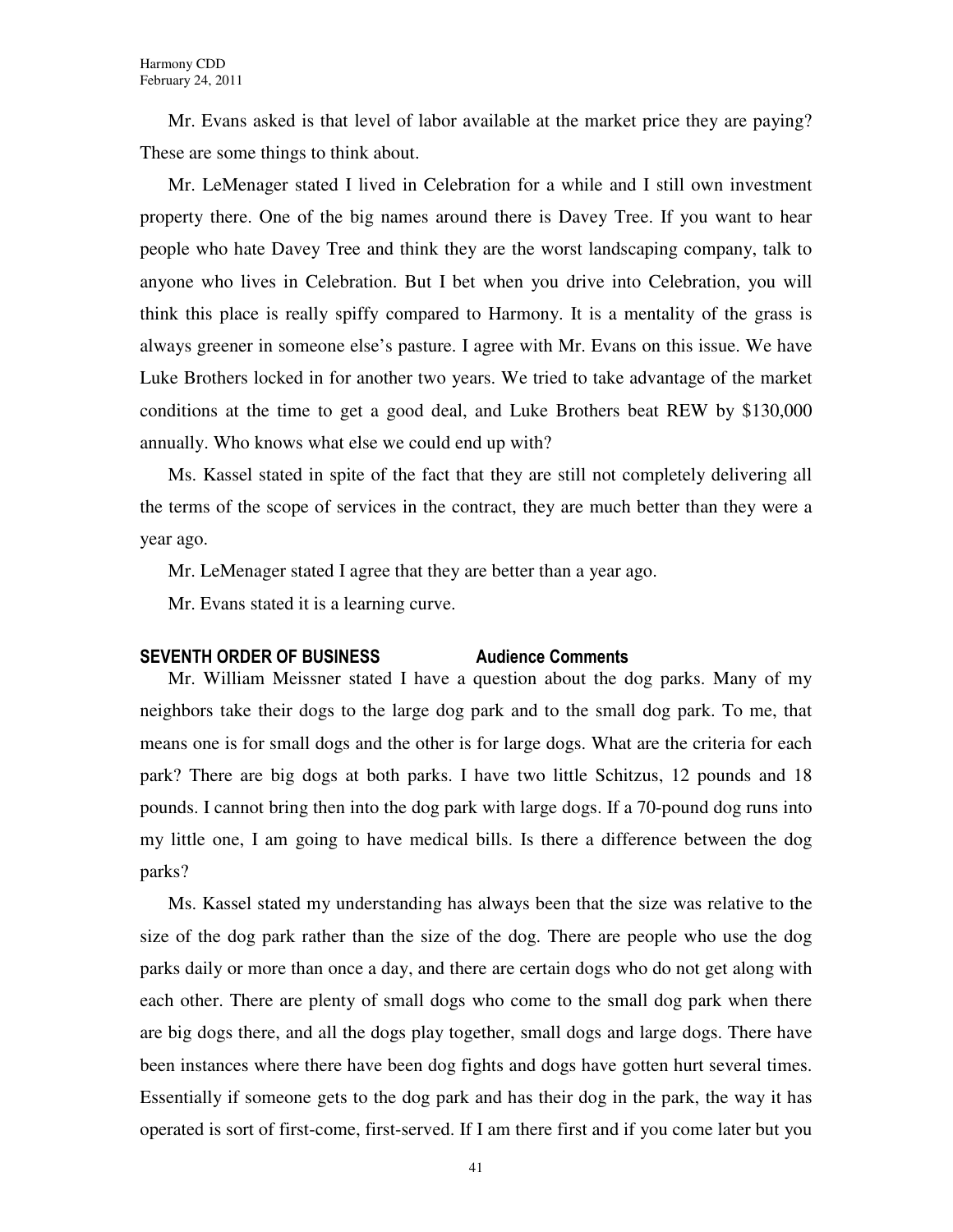Mr. Evans asked is that level of labor available at the market price they are paying? These are some things to think about.

Mr. LeMenager stated I lived in Celebration for a while and I still own investment property there. One of the big names around there is Davey Tree. If you want to hear people who hate Davey Tree and think they are the worst landscaping company, talk to anyone who lives in Celebration. But I bet when you drive into Celebration, you will think this place is really spiffy compared to Harmony. It is a mentality of the grass is always greener in someone else's pasture. I agree with Mr. Evans on this issue. We have Luke Brothers locked in for another two years. We tried to take advantage of the market conditions at the time to get a good deal, and Luke Brothers beat REW by $130,000 annually. Who knows what else we could end up with?

Ms. Kassel stated in spite of the fact that they are still not completely delivering all the terms of the scope of services in the contract, they are much better than they were a year ago.

Mr. LeMenager stated I agree that they are better than a year ago.

Mr. Evans stated it is a learning curve.

## SEVENTH ORDER OF BUSINESS Audience Comments

Mr. William Meissner stated I have a question about the dog parks. Many of my neighbors take their dogs to the large dog park and to the small dog park. To me, that means one is for small dogs and the other is for large dogs. What are the criteria for each park? There are big dogs at both parks. I have two little Schitzus, 12 pounds and 18 pounds. I cannot bring then into the dog park with large dogs. If a 70-pound dog runs into my little one, I am going to have medical bills. Is there a difference between the dog parks?

Ms. Kassel stated my understanding has always been that the size was relative to the size of the dog park rather than the size of the dog. There are people who use the dog parks daily or more than once a day, and there are certain dogs who do not get along with each other. There are plenty of small dogs who come to the small dog park when there are big dogs there, and all the dogs play together, small dogs and large dogs. There have been instances where there have been dog fights and dogs have gotten hurt several times. Essentially if someone gets to the dog park and has their dog in the park, the way it has operated is sort of first-come, first-served. If I am there first and if you come later but you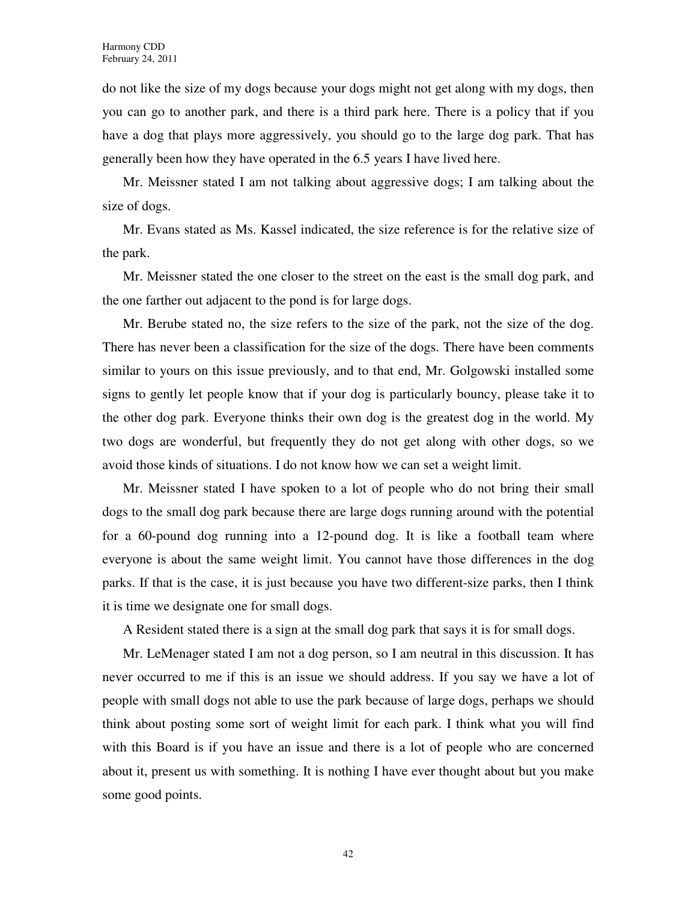do not like the size of my dogs because your dogs might not get along with my dogs, then you can go to another park, and there is a third park here. There is a policy that if you have a dog that plays more aggressively, you should go to the large dog park. That has generally been how they have operated in the 6.5 years I have lived here.

Mr. Meissner stated I am not talking about aggressive dogs; I am talking about the size of dogs.

Mr. Evans stated as Ms. Kassel indicated, the size reference is for the relative size of the park.

Mr. Meissner stated the one closer to the street on the east is the small dog park, and the one farther out adjacent to the pond is for large dogs.

Mr. Berube stated no, the size refers to the size of the park, not the size of the dog. There has never been a classification for the size of the dogs. There have been comments similar to yours on this issue previously, and to that end, Mr. Golgowski installed some signs to gently let people know that if your dog is particularly bouncy, please take it to the other dog park. Everyone thinks their own dog is the greatest dog in the world. My two dogs are wonderful, but frequently they do not get along with other dogs, so we avoid those kinds of situations. I do not know how we can set a weight limit.

Mr. Meissner stated I have spoken to a lot of people who do not bring their small dogs to the small dog park because there are large dogs running around with the potential for a 60-pound dog running into a 12-pound dog. It is like a football team where everyone is about the same weight limit. You cannot have those differences in the dog parks. If that is the case, it is just because you have two different-size parks, then I think it is time we designate one for small dogs.

A Resident stated there is a sign at the small dog park that says it is for small dogs.

Mr. LeMenager stated I am not a dog person, so I am neutral in this discussion. It has never occurred to me if this is an issue we should address. If you say we have a lot of people with small dogs not able to use the park because of large dogs, perhaps we should think about posting some sort of weight limit for each park. I think what you will find with this Board is if you have an issue and there is a lot of people who are concerned about it, present us with something. It is nothing I have ever thought about but you make some good points.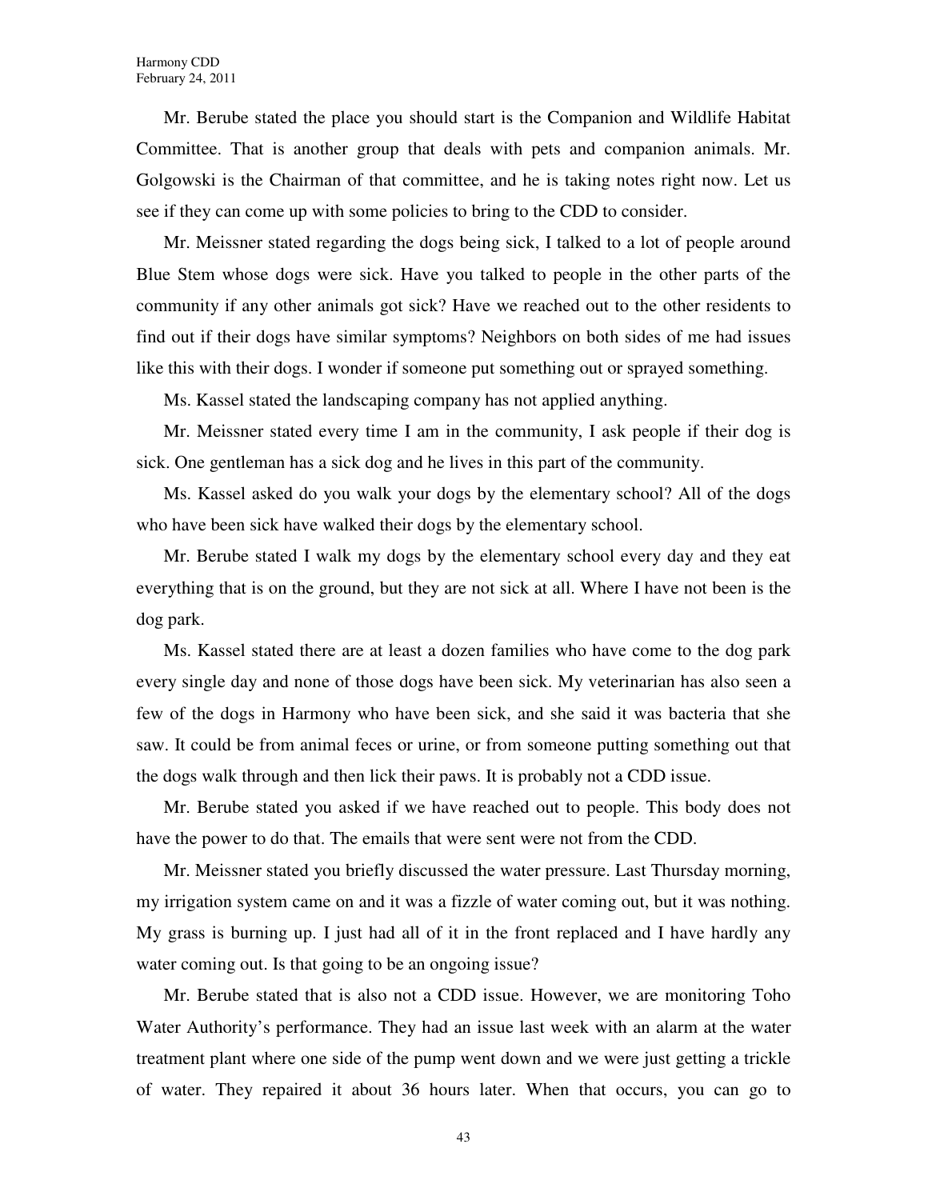Mr. Berube stated the place you should start is the Companion and Wildlife Habitat Committee. That is another group that deals with pets and companion animals. Mr. Golgowski is the Chairman of that committee, and he is taking notes right now. Let us see if they can come up with some policies to bring to the CDD to consider.

Mr. Meissner stated regarding the dogs being sick, I talked to a lot of people around Blue Stem whose dogs were sick. Have you talked to people in the other parts of the community if any other animals got sick? Have we reached out to the other residents to find out if their dogs have similar symptoms? Neighbors on both sides of me had issues like this with their dogs. I wonder if someone put something out or sprayed something.

Ms. Kassel stated the landscaping company has not applied anything.

Mr. Meissner stated every time I am in the community, I ask people if their dog is sick. One gentleman has a sick dog and he lives in this part of the community.

Ms. Kassel asked do you walk your dogs by the elementary school? All of the dogs who have been sick have walked their dogs by the elementary school.

Mr. Berube stated I walk my dogs by the elementary school every day and they eat everything that is on the ground, but they are not sick at all. Where I have not been is the dog park.

Ms. Kassel stated there are at least a dozen families who have come to the dog park every single day and none of those dogs have been sick. My veterinarian has also seen a few of the dogs in Harmony who have been sick, and she said it was bacteria that she saw. It could be from animal feces or urine, or from someone putting something out that the dogs walk through and then lick their paws. It is probably not a CDD issue.

Mr. Berube stated you asked if we have reached out to people. This body does not have the power to do that. The emails that were sent were not from the CDD.

Mr. Meissner stated you briefly discussed the water pressure. Last Thursday morning, my irrigation system came on and it was a fizzle of water coming out, but it was nothing. My grass is burning up. I just had all of it in the front replaced and I have hardly any water coming out. Is that going to be an ongoing issue?

Mr. Berube stated that is also not a CDD issue. However, we are monitoring Toho Water Authority's performance. They had an issue last week with an alarm at the water treatment plant where one side of the pump went down and we were just getting a trickle of water. They repaired it about 36 hours later. When that occurs, you can go to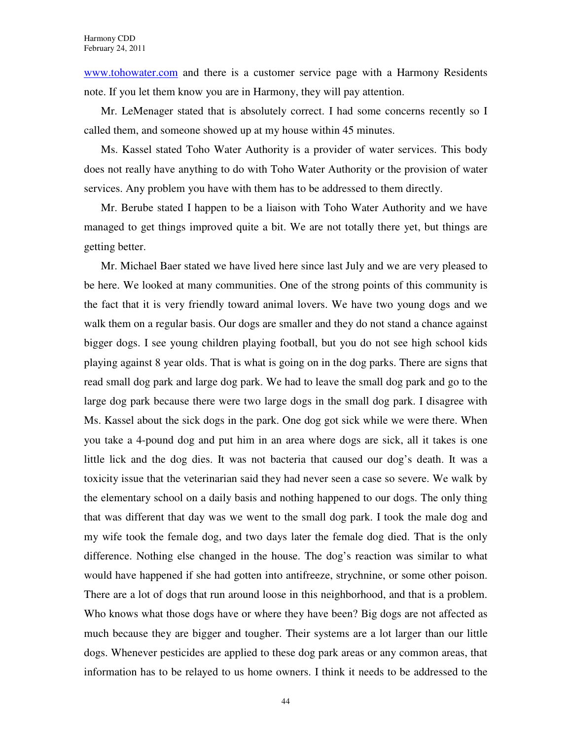www.tohowater.com and there is a customer service page with a Harmony Residents note. If you let them know you are in Harmony, they will pay attention.

Mr. LeMenager stated that is absolutely correct. I had some concerns recently so I called them, and someone showed up at my house within 45 minutes.

Ms. Kassel stated Toho Water Authority is a provider of water services. This body does not really have anything to do with Toho Water Authority or the provision of water services. Any problem you have with them has to be addressed to them directly.

Mr. Berube stated I happen to be a liaison with Toho Water Authority and we have managed to get things improved quite a bit. We are not totally there yet, but things are getting better.

Mr. Michael Baer stated we have lived here since last July and we are very pleased to be here. We looked at many communities. One of the strong points of this community is the fact that it is very friendly toward animal lovers. We have two young dogs and we walk them on a regular basis. Our dogs are smaller and they do not stand a chance against bigger dogs. I see young children playing football, but you do not see high school kids playing against 8 year olds. That is what is going on in the dog parks. There are signs that read small dog park and large dog park. We had to leave the small dog park and go to the large dog park because there were two large dogs in the small dog park. I disagree with Ms. Kassel about the sick dogs in the park. One dog got sick while we were there. When you take a 4-pound dog and put him in an area where dogs are sick, all it takes is one little lick and the dog dies. It was not bacteria that caused our dog's death. It was a toxicity issue that the veterinarian said they had never seen a case so severe. We walk by the elementary school on a daily basis and nothing happened to our dogs. The only thing that was different that day was we went to the small dog park. I took the male dog and my wife took the female dog, and two days later the female dog died. That is the only difference. Nothing else changed in the house. The dog's reaction was similar to what would have happened if she had gotten into antifreeze, strychnine, or some other poison. There are a lot of dogs that run around loose in this neighborhood, and that is a problem. Who knows what those dogs have or where they have been? Big dogs are not affected as much because they are bigger and tougher. Their systems are a lot larger than our little dogs. Whenever pesticides are applied to these dog park areas or any common areas, that information has to be relayed to us home owners. I think it needs to be addressed to the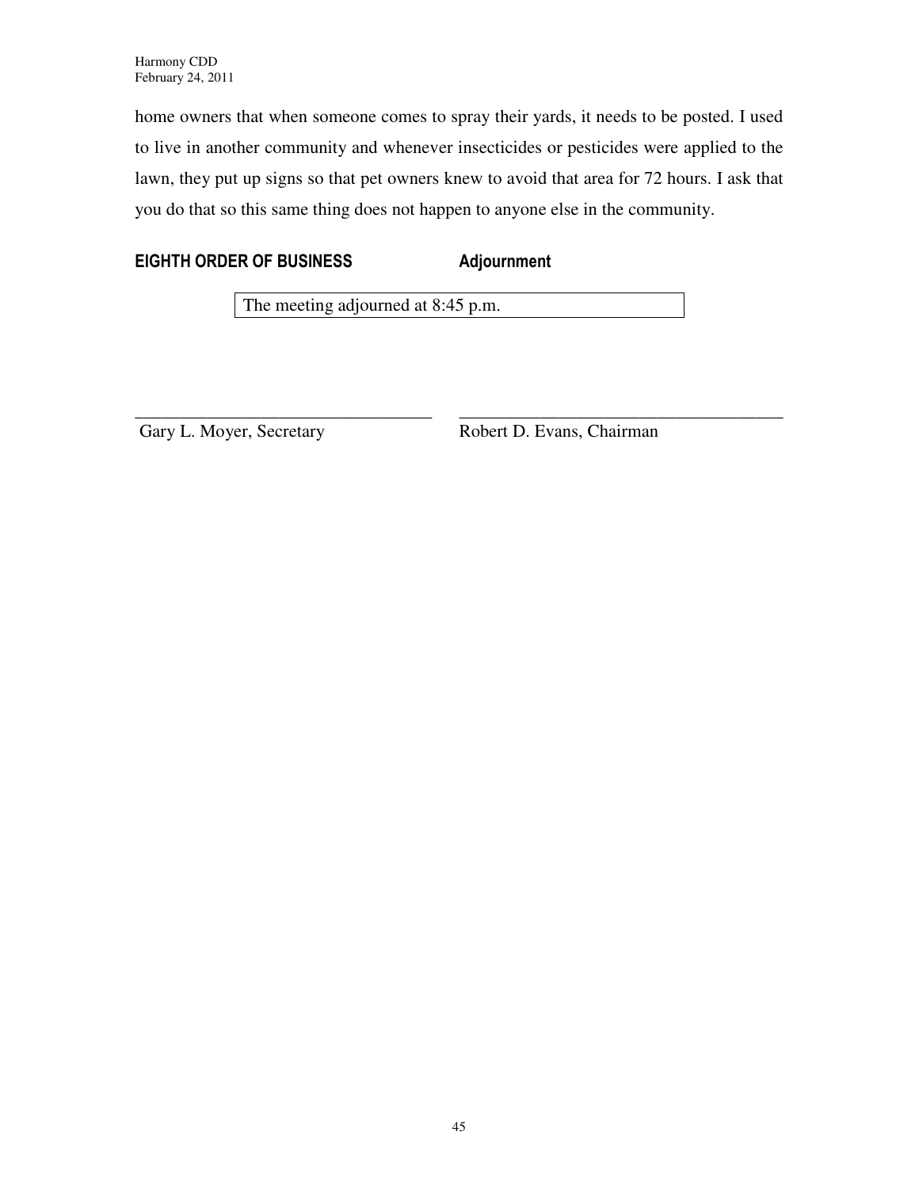home owners that when someone comes to spray their yards, it needs to be posted. I used to live in another community and whenever insecticides or pesticides were applied to the lawn, they put up signs so that pet owners knew to avoid that area for 72 hours. I ask that you do that so this same thing does not happen to anyone else in the community.

**EIGHTH ORDER OF BUSINESS** **Adjournment**

The meeting adjourned at 8:45 p.m.

\_\_\_\_\_\_\_\_\_\_\_\_\_\_\_\_\_\_\_\_\_\_\_\_\_\_\_\_\_\_\_\_\_\_
Gary L. Moyer, Secretary

\_\_\_\_\_\_\_\_\_\_\_\_\_\_\_\_\_\_\_\_\_\_\_\_\_\_\_\_\_\_\_\_\_\_
Robert D. Evans, Chairman